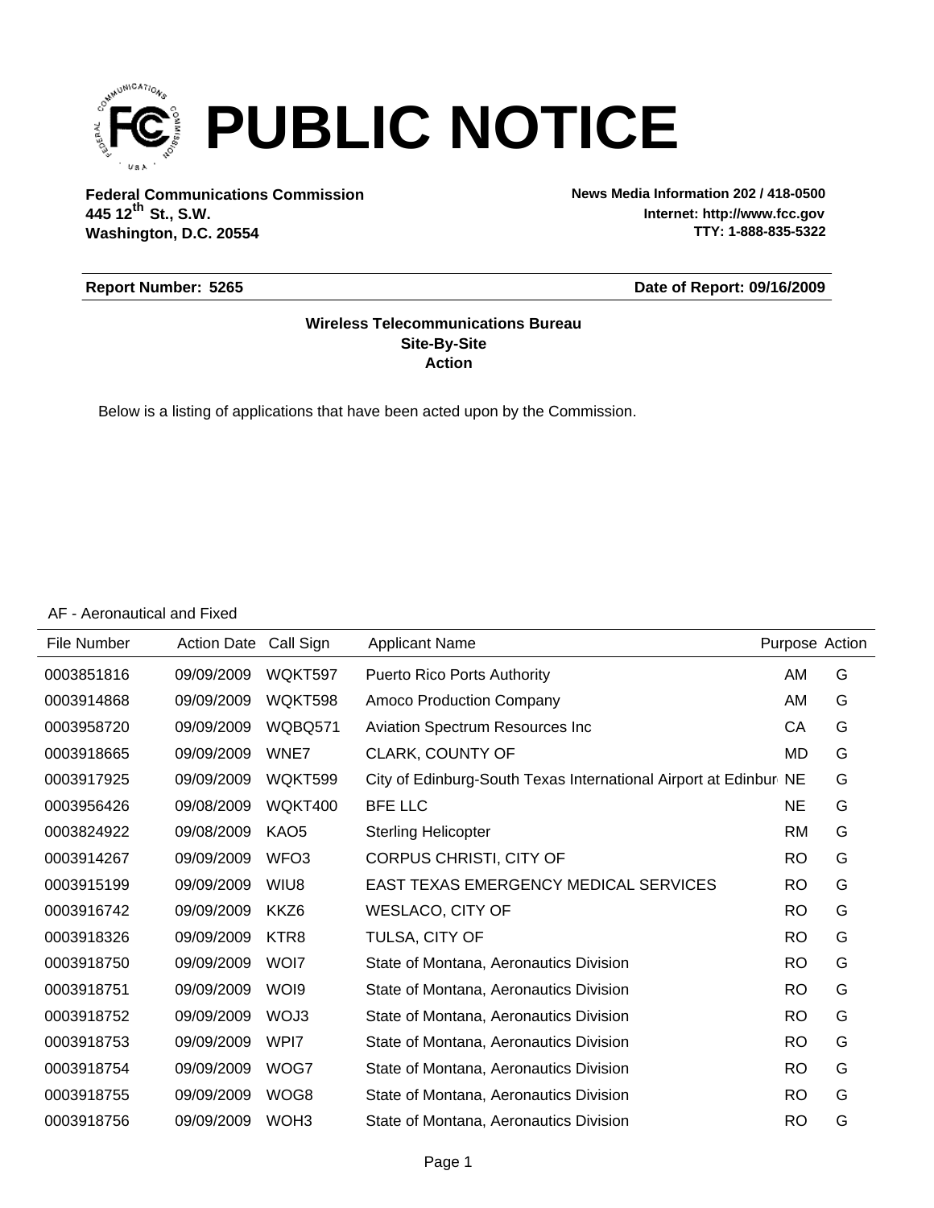# PUBLIC NOTICE

**Federal Communications Commission**
**445 12th St., S.W.**
**Washington, D.C. 20554**

**News Media Information 202 / 418-0500**
**Internet: http://www.fcc.gov**
**TTY: 1-888-835-5322**

**Report Number: 5265**

**Date of Report: 09/16/2009**

**Wireless Telecommunications Bureau**
**Site-By-Site**
**Action**

Below is a listing of applications that have been acted upon by the Commission.

AF - Aeronautical and Fixed

| File Number | Action Date | Call Sign | Applicant Name | Purpose | Action |
|---|---|---|---|---|---|
| 0003851816 | 09/09/2009 | WQKT597 | Puerto Rico Ports Authority | AM | G |
| 0003914868 | 09/09/2009 | WQKT598 | Amoco Production Company | AM | G |
| 0003958720 | 09/09/2009 | WQBQ571 | Aviation Spectrum Resources Inc | CA | G |
| 0003918665 | 09/09/2009 | WNE7 | CLARK, COUNTY OF | MD | G |
| 0003917925 | 09/09/2009 | WQKT599 | City of Edinburg-South Texas International Airport at Edinbur | NE | G |
| 0003956426 | 09/08/2009 | WQKT400 | BFE LLC | NE | G |
| 0003824922 | 09/08/2009 | KAO5 | Sterling Helicopter | RM | G |
| 0003914267 | 09/09/2009 | WFO3 | CORPUS CHRISTI, CITY OF | RO | G |
| 0003915199 | 09/09/2009 | WIU8 | EAST TEXAS EMERGENCY MEDICAL SERVICES | RO | G |
| 0003916742 | 09/09/2009 | KKZ6 | WESLACO, CITY OF | RO | G |
| 0003918326 | 09/09/2009 | KTR8 | TULSA, CITY OF | RO | G |
| 0003918750 | 09/09/2009 | WOI7 | State of Montana, Aeronautics Division | RO | G |
| 0003918751 | 09/09/2009 | WOI9 | State of Montana, Aeronautics Division | RO | G |
| 0003918752 | 09/09/2009 | WOJ3 | State of Montana, Aeronautics Division | RO | G |
| 0003918753 | 09/09/2009 | WPI7 | State of Montana, Aeronautics Division | RO | G |
| 0003918754 | 09/09/2009 | WOG7 | State of Montana, Aeronautics Division | RO | G |
| 0003918755 | 09/09/2009 | WOG8 | State of Montana, Aeronautics Division | RO | G |
| 0003918756 | 09/09/2009 | WOH3 | State of Montana, Aeronautics Division | RO | G |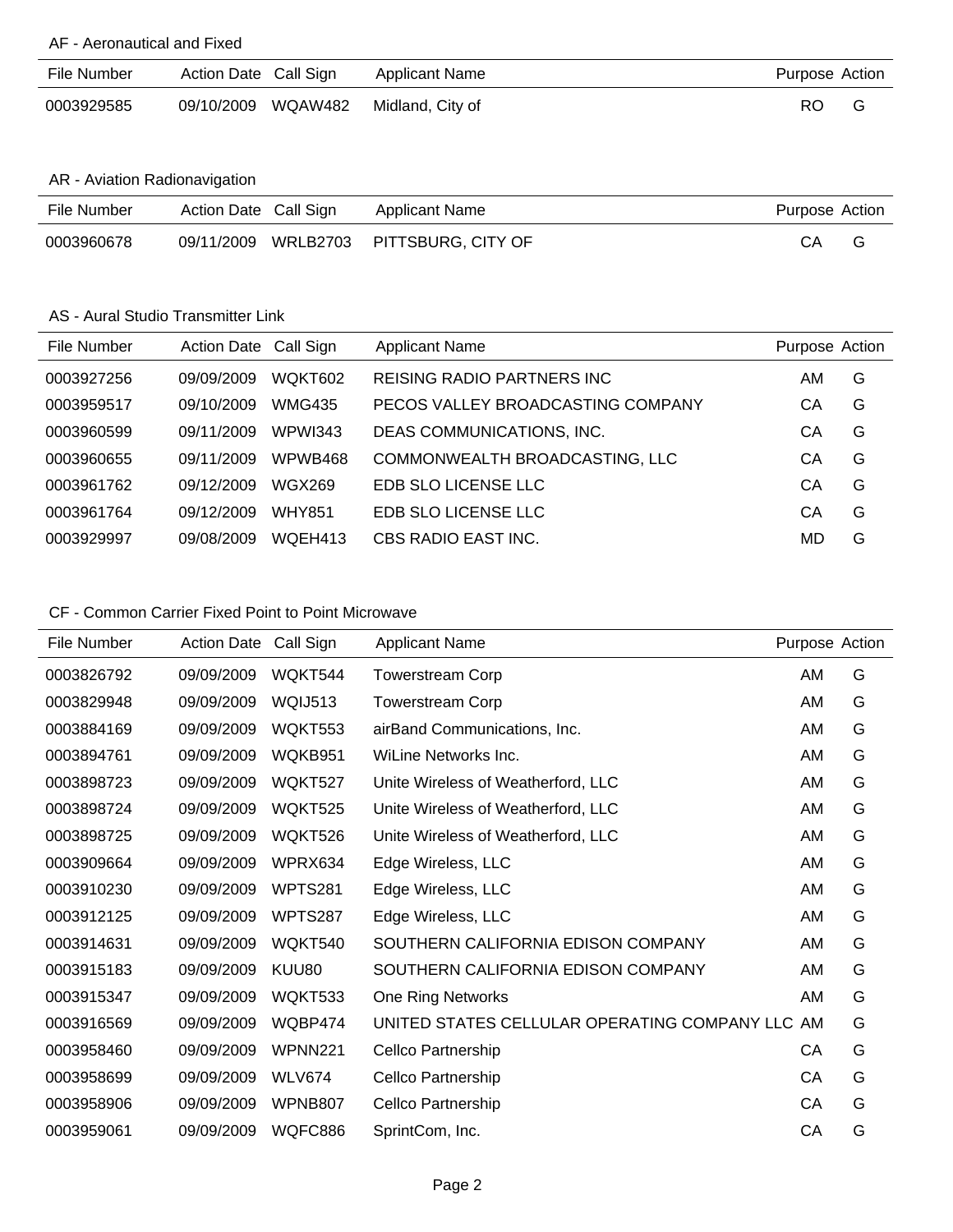## AF - Aeronautical and Fixed

| File Number | Action Date | Call Sign | Applicant Name | Purpose | Action |
|---|---|---|---|---|---|
| 0003929585 | 09/10/2009 | WQAW482 | Midland, City of | RO | G |

## AR - Aviation Radionavigation

| File Number | Action Date | Call Sign | Applicant Name | Purpose | Action |
|---|---|---|---|---|---|
| 0003960678 | 09/11/2009 | WRLB2703 | PITTSBURG, CITY OF | CA | G |

## AS - Aural Studio Transmitter Link

| File Number | Action Date | Call Sign | Applicant Name | Purpose | Action |
|---|---|---|---|---|---|
| 0003927256 | 09/09/2009 | WQKT602 | REISING RADIO PARTNERS INC | AM | G |
| 0003959517 | 09/10/2009 | WMG435 | PECOS VALLEY BROADCASTING COMPANY | CA | G |
| 0003960599 | 09/11/2009 | WPWI343 | DEAS COMMUNICATIONS, INC. | CA | G |
| 0003960655 | 09/11/2009 | WPWB468 | COMMONWEALTH BROADCASTING, LLC | CA | G |
| 0003961762 | 09/12/2009 | WGX269 | EDB SLO LICENSE LLC | CA | G |
| 0003961764 | 09/12/2009 | WHY851 | EDB SLO LICENSE LLC | CA | G |
| 0003929997 | 09/08/2009 | WQEH413 | CBS RADIO EAST INC. | MD | G |

## CF - Common Carrier Fixed Point to Point Microwave

| File Number | Action Date | Call Sign | Applicant Name | Purpose | Action |
|---|---|---|---|---|---|
| 0003826792 | 09/09/2009 | WQKT544 | Towerstream Corp | AM | G |
| 0003829948 | 09/09/2009 | WQIJ513 | Towerstream Corp | AM | G |
| 0003884169 | 09/09/2009 | WQKT553 | airBand Communications, Inc. | AM | G |
| 0003894761 | 09/09/2009 | WQKB951 | WiLine Networks Inc. | AM | G |
| 0003898723 | 09/09/2009 | WQKT527 | Unite Wireless of Weatherford, LLC | AM | G |
| 0003898724 | 09/09/2009 | WQKT525 | Unite Wireless of Weatherford, LLC | AM | G |
| 0003898725 | 09/09/2009 | WQKT526 | Unite Wireless of Weatherford, LLC | AM | G |
| 0003909664 | 09/09/2009 | WPRX634 | Edge Wireless, LLC | AM | G |
| 0003910230 | 09/09/2009 | WPTS281 | Edge Wireless, LLC | AM | G |
| 0003912125 | 09/09/2009 | WPTS287 | Edge Wireless, LLC | AM | G |
| 0003914631 | 09/09/2009 | WQKT540 | SOUTHERN CALIFORNIA EDISON COMPANY | AM | G |
| 0003915183 | 09/09/2009 | KUU80 | SOUTHERN CALIFORNIA EDISON COMPANY | AM | G |
| 0003915347 | 09/09/2009 | WQKT533 | One Ring Networks | AM | G |
| 0003916569 | 09/09/2009 | WQBP474 | UNITED STATES CELLULAR OPERATING COMPANY LLC | AM | G |
| 0003958460 | 09/09/2009 | WPNN221 | Cellco Partnership | CA | G |
| 0003958699 | 09/09/2009 | WLV674 | Cellco Partnership | CA | G |
| 0003958906 | 09/09/2009 | WPNB807 | Cellco Partnership | CA | G |
| 0003959061 | 09/09/2009 | WQFC886 | SprintCom, Inc. | CA | G |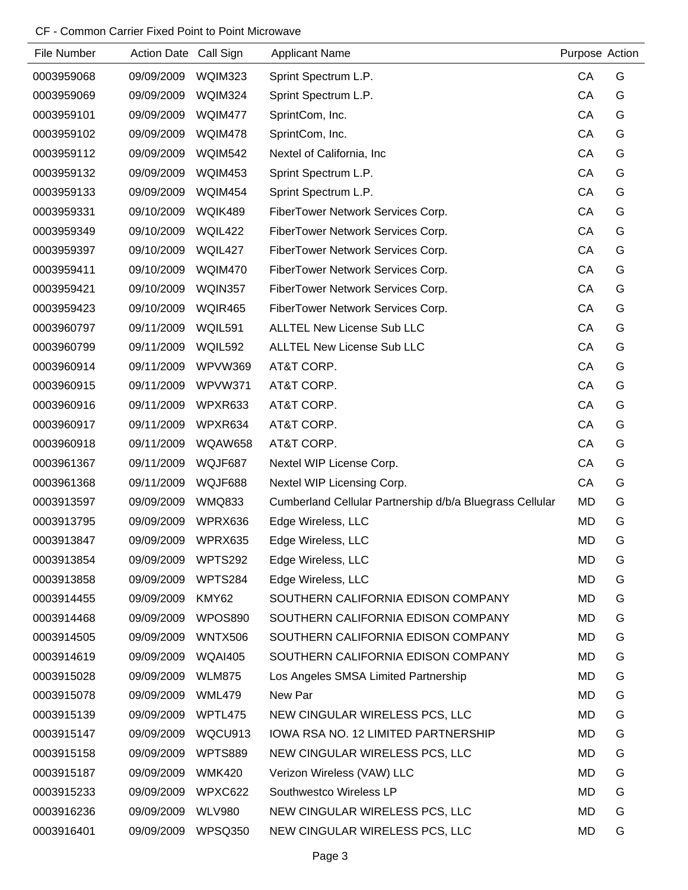CF - Common Carrier Fixed Point to Point Microwave

| File Number | Action Date | Call Sign | Applicant Name | Purpose | Action |
|---|---|---|---|---|---|
| 0003959068 | 09/09/2009 | WQIM323 | Sprint Spectrum L.P. | CA | G |
| 0003959069 | 09/09/2009 | WQIM324 | Sprint Spectrum L.P. | CA | G |
| 0003959101 | 09/09/2009 | WQIM477 | SprintCom, Inc. | CA | G |
| 0003959102 | 09/09/2009 | WQIM478 | SprintCom, Inc. | CA | G |
| 0003959112 | 09/09/2009 | WQIM542 | Nextel of California, Inc | CA | G |
| 0003959132 | 09/09/2009 | WQIM453 | Sprint Spectrum L.P. | CA | G |
| 0003959133 | 09/09/2009 | WQIM454 | Sprint Spectrum L.P. | CA | G |
| 0003959331 | 09/10/2009 | WQIK489 | FiberTower Network Services Corp. | CA | G |
| 0003959349 | 09/10/2009 | WQIL422 | FiberTower Network Services Corp. | CA | G |
| 0003959397 | 09/10/2009 | WQIL427 | FiberTower Network Services Corp. | CA | G |
| 0003959411 | 09/10/2009 | WQIM470 | FiberTower Network Services Corp. | CA | G |
| 0003959421 | 09/10/2009 | WQIN357 | FiberTower Network Services Corp. | CA | G |
| 0003959423 | 09/10/2009 | WQIR465 | FiberTower Network Services Corp. | CA | G |
| 0003960797 | 09/11/2009 | WQIL591 | ALLTEL New License Sub LLC | CA | G |
| 0003960799 | 09/11/2009 | WQIL592 | ALLTEL New License Sub LLC | CA | G |
| 0003960914 | 09/11/2009 | WPVW369 | AT&T CORP. | CA | G |
| 0003960915 | 09/11/2009 | WPVW371 | AT&T CORP. | CA | G |
| 0003960916 | 09/11/2009 | WPXR633 | AT&T CORP. | CA | G |
| 0003960917 | 09/11/2009 | WPXR634 | AT&T CORP. | CA | G |
| 0003960918 | 09/11/2009 | WQAW658 | AT&T CORP. | CA | G |
| 0003961367 | 09/11/2009 | WQJF687 | Nextel WIP License Corp. | CA | G |
| 0003961368 | 09/11/2009 | WQJF688 | Nextel WIP Licensing Corp. | CA | G |
| 0003913597 | 09/09/2009 | WMQ833 | Cumberland Cellular Partnership d/b/a Bluegrass Cellular | MD | G |
| 0003913795 | 09/09/2009 | WPRX636 | Edge Wireless, LLC | MD | G |
| 0003913847 | 09/09/2009 | WPRX635 | Edge Wireless, LLC | MD | G |
| 0003913854 | 09/09/2009 | WPTS292 | Edge Wireless, LLC | MD | G |
| 0003913858 | 09/09/2009 | WPTS284 | Edge Wireless, LLC | MD | G |
| 0003914455 | 09/09/2009 | KMY62 | SOUTHERN CALIFORNIA EDISON COMPANY | MD | G |
| 0003914468 | 09/09/2009 | WPOS890 | SOUTHERN CALIFORNIA EDISON COMPANY | MD | G |
| 0003914505 | 09/09/2009 | WNTX506 | SOUTHERN CALIFORNIA EDISON COMPANY | MD | G |
| 0003914619 | 09/09/2009 | WQAI405 | SOUTHERN CALIFORNIA EDISON COMPANY | MD | G |
| 0003915028 | 09/09/2009 | WLM875 | Los Angeles SMSA Limited Partnership | MD | G |
| 0003915078 | 09/09/2009 | WML479 | New Par | MD | G |
| 0003915139 | 09/09/2009 | WPTL475 | NEW CINGULAR WIRELESS PCS, LLC | MD | G |
| 0003915147 | 09/09/2009 | WQCU913 | IOWA RSA NO. 12 LIMITED PARTNERSHIP | MD | G |
| 0003915158 | 09/09/2009 | WPTS889 | NEW CINGULAR WIRELESS PCS, LLC | MD | G |
| 0003915187 | 09/09/2009 | WMK420 | Verizon Wireless (VAW) LLC | MD | G |
| 0003915233 | 09/09/2009 | WPXC622 | Southwestco Wireless LP | MD | G |
| 0003916236 | 09/09/2009 | WLV980 | NEW CINGULAR WIRELESS PCS, LLC | MD | G |
| 0003916401 | 09/09/2009 | WPSQ350 | NEW CINGULAR WIRELESS PCS, LLC | MD | G |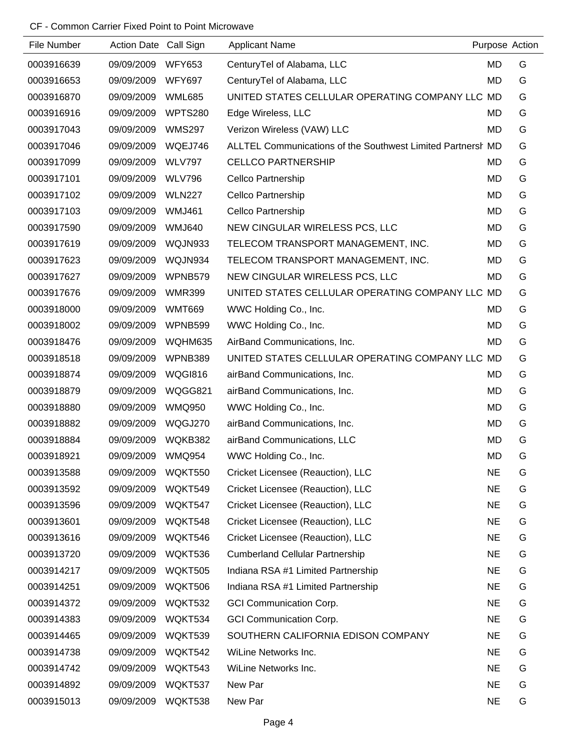CF - Common Carrier Fixed Point to Point Microwave

| File Number | Action Date | Call Sign | Applicant Name | Purpose | Action |
|---|---|---|---|---|---|
| 0003916639 | 09/09/2009 | WFY653 | CenturyTel of Alabama, LLC | MD | G |
| 0003916653 | 09/09/2009 | WFY697 | CenturyTel of Alabama, LLC | MD | G |
| 0003916870 | 09/09/2009 | WML685 | UNITED STATES CELLULAR OPERATING COMPANY LLC | MD | G |
| 0003916916 | 09/09/2009 | WPTS280 | Edge Wireless, LLC | MD | G |
| 0003917043 | 09/09/2009 | WMS297 | Verizon Wireless (VAW) LLC | MD | G |
| 0003917046 | 09/09/2009 | WQEJ746 | ALLTEL Communications of the Southwest Limited Partnersh | MD | G |
| 0003917099 | 09/09/2009 | WLV797 | CELLCO PARTNERSHIP | MD | G |
| 0003917101 | 09/09/2009 | WLV796 | Cellco Partnership | MD | G |
| 0003917102 | 09/09/2009 | WLN227 | Cellco Partnership | MD | G |
| 0003917103 | 09/09/2009 | WMJ461 | Cellco Partnership | MD | G |
| 0003917590 | 09/09/2009 | WMJ640 | NEW CINGULAR WIRELESS PCS, LLC | MD | G |
| 0003917619 | 09/09/2009 | WQJN933 | TELECOM TRANSPORT MANAGEMENT, INC. | MD | G |
| 0003917623 | 09/09/2009 | WQJN934 | TELECOM TRANSPORT MANAGEMENT, INC. | MD | G |
| 0003917627 | 09/09/2009 | WPNB579 | NEW CINGULAR WIRELESS PCS, LLC | MD | G |
| 0003917676 | 09/09/2009 | WMR399 | UNITED STATES CELLULAR OPERATING COMPANY LLC | MD | G |
| 0003918000 | 09/09/2009 | WMT669 | WWC Holding Co., Inc. | MD | G |
| 0003918002 | 09/09/2009 | WPNB599 | WWC Holding Co., Inc. | MD | G |
| 0003918476 | 09/09/2009 | WQHM635 | AirBand Communications, Inc. | MD | G |
| 0003918518 | 09/09/2009 | WPNB389 | UNITED STATES CELLULAR OPERATING COMPANY LLC | MD | G |
| 0003918874 | 09/09/2009 | WQGI816 | airBand Communications, Inc. | MD | G |
| 0003918879 | 09/09/2009 | WQGG821 | airBand Communications, Inc. | MD | G |
| 0003918880 | 09/09/2009 | WMQ950 | WWC Holding Co., Inc. | MD | G |
| 0003918882 | 09/09/2009 | WQGJ270 | airBand Communications, Inc. | MD | G |
| 0003918884 | 09/09/2009 | WQKB382 | airBand Communications, LLC | MD | G |
| 0003918921 | 09/09/2009 | WMQ954 | WWC Holding Co., Inc. | MD | G |
| 0003913588 | 09/09/2009 | WQKT550 | Cricket Licensee (Reauction), LLC | NE | G |
| 0003913592 | 09/09/2009 | WQKT549 | Cricket Licensee (Reauction), LLC | NE | G |
| 0003913596 | 09/09/2009 | WQKT547 | Cricket Licensee (Reauction), LLC | NE | G |
| 0003913601 | 09/09/2009 | WQKT548 | Cricket Licensee (Reauction), LLC | NE | G |
| 0003913616 | 09/09/2009 | WQKT546 | Cricket Licensee (Reauction), LLC | NE | G |
| 0003913720 | 09/09/2009 | WQKT536 | Cumberland Cellular Partnership | NE | G |
| 0003914217 | 09/09/2009 | WQKT505 | Indiana RSA #1 Limited Partnership | NE | G |
| 0003914251 | 09/09/2009 | WQKT506 | Indiana RSA #1 Limited Partnership | NE | G |
| 0003914372 | 09/09/2009 | WQKT532 | GCI Communication Corp. | NE | G |
| 0003914383 | 09/09/2009 | WQKT534 | GCI Communication Corp. | NE | G |
| 0003914465 | 09/09/2009 | WQKT539 | SOUTHERN CALIFORNIA EDISON COMPANY | NE | G |
| 0003914738 | 09/09/2009 | WQKT542 | WiLine Networks Inc. | NE | G |
| 0003914742 | 09/09/2009 | WQKT543 | WiLine Networks Inc. | NE | G |
| 0003914892 | 09/09/2009 | WQKT537 | New Par | NE | G |
| 0003915013 | 09/09/2009 | WQKT538 | New Par | NE | G |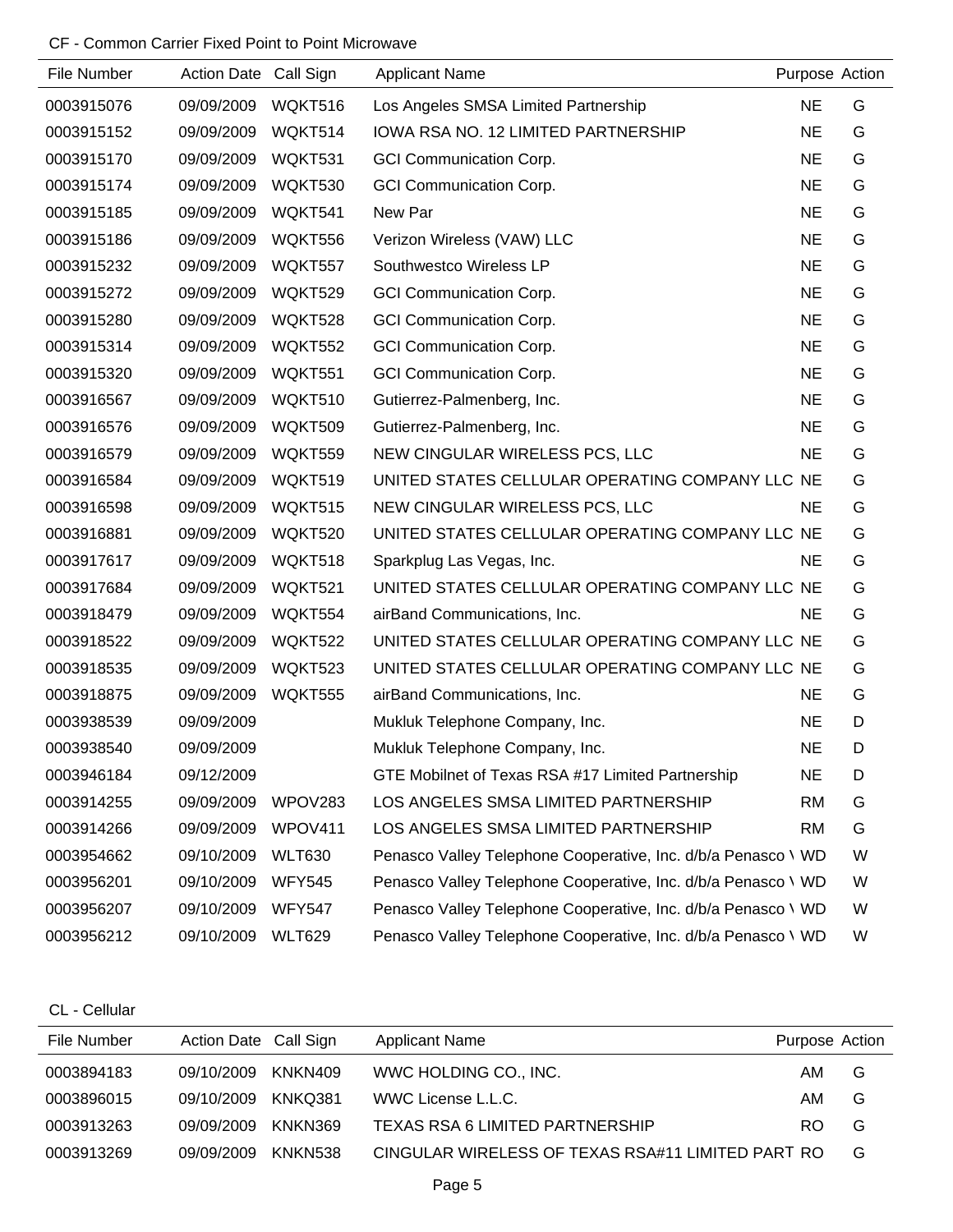CF - Common Carrier Fixed Point to Point Microwave

| File Number | Action Date | Call Sign | Applicant Name | Purpose | Action |
|---|---|---|---|---|---|
| 0003915076 | 09/09/2009 | WQKT516 | Los Angeles SMSA Limited Partnership | NE | G |
| 0003915152 | 09/09/2009 | WQKT514 | IOWA RSA NO. 12 LIMITED PARTNERSHIP | NE | G |
| 0003915170 | 09/09/2009 | WQKT531 | GCI Communication Corp. | NE | G |
| 0003915174 | 09/09/2009 | WQKT530 | GCI Communication Corp. | NE | G |
| 0003915185 | 09/09/2009 | WQKT541 | New Par | NE | G |
| 0003915186 | 09/09/2009 | WQKT556 | Verizon Wireless (VAW) LLC | NE | G |
| 0003915232 | 09/09/2009 | WQKT557 | Southwestco Wireless LP | NE | G |
| 0003915272 | 09/09/2009 | WQKT529 | GCI Communication Corp. | NE | G |
| 0003915280 | 09/09/2009 | WQKT528 | GCI Communication Corp. | NE | G |
| 0003915314 | 09/09/2009 | WQKT552 | GCI Communication Corp. | NE | G |
| 0003915320 | 09/09/2009 | WQKT551 | GCI Communication Corp. | NE | G |
| 0003916567 | 09/09/2009 | WQKT510 | Gutierrez-Palmenberg, Inc. | NE | G |
| 0003916576 | 09/09/2009 | WQKT509 | Gutierrez-Palmenberg, Inc. | NE | G |
| 0003916579 | 09/09/2009 | WQKT559 | NEW CINGULAR WIRELESS PCS, LLC | NE | G |
| 0003916584 | 09/09/2009 | WQKT519 | UNITED STATES CELLULAR OPERATING COMPANY LLC | NE | G |
| 0003916598 | 09/09/2009 | WQKT515 | NEW CINGULAR WIRELESS PCS, LLC | NE | G |
| 0003916881 | 09/09/2009 | WQKT520 | UNITED STATES CELLULAR OPERATING COMPANY LLC | NE | G |
| 0003917617 | 09/09/2009 | WQKT518 | Sparkplug Las Vegas, Inc. | NE | G |
| 0003917684 | 09/09/2009 | WQKT521 | UNITED STATES CELLULAR OPERATING COMPANY LLC | NE | G |
| 0003918479 | 09/09/2009 | WQKT554 | airBand Communications, Inc. | NE | G |
| 0003918522 | 09/09/2009 | WQKT522 | UNITED STATES CELLULAR OPERATING COMPANY LLC | NE | G |
| 0003918535 | 09/09/2009 | WQKT523 | UNITED STATES CELLULAR OPERATING COMPANY LLC | NE | G |
| 0003918875 | 09/09/2009 | WQKT555 | airBand Communications, Inc. | NE | G |
| 0003938539 | 09/09/2009 | | Mukluk Telephone Company, Inc. | NE | D |
| 0003938540 | 09/09/2009 | | Mukluk Telephone Company, Inc. | NE | D |
| 0003946184 | 09/12/2009 | | GTE Mobilnet of Texas RSA #17 Limited Partnership | NE | D |
| 0003914255 | 09/09/2009 | WPOV283 | LOS ANGELES SMSA LIMITED PARTNERSHIP | RM | G |
| 0003914266 | 09/09/2009 | WPOV411 | LOS ANGELES SMSA LIMITED PARTNERSHIP | RM | G |
| 0003954662 | 09/10/2009 | WLT630 | Penasco Valley Telephone Cooperative, Inc. d/b/a Penasco \ | WD | W |
| 0003956201 | 09/10/2009 | WFY545 | Penasco Valley Telephone Cooperative, Inc. d/b/a Penasco \ | WD | W |
| 0003956207 | 09/10/2009 | WFY547 | Penasco Valley Telephone Cooperative, Inc. d/b/a Penasco \ | WD | W |
| 0003956212 | 09/10/2009 | WLT629 | Penasco Valley Telephone Cooperative, Inc. d/b/a Penasco \ | WD | W |

CL - Cellular

| File Number | Action Date | Call Sign | Applicant Name | Purpose | Action |
|---|---|---|---|---|---|
| 0003894183 | 09/10/2009 | KNKN409 | WWC HOLDING CO., INC. | AM | G |
| 0003896015 | 09/10/2009 | KNKQ381 | WWC License L.L.C. | AM | G |
| 0003913263 | 09/09/2009 | KNKN369 | TEXAS RSA 6 LIMITED PARTNERSHIP | RO | G |
| 0003913269 | 09/09/2009 | KNKN538 | CINGULAR WIRELESS OF TEXAS RSA#11 LIMITED PART | RO | G |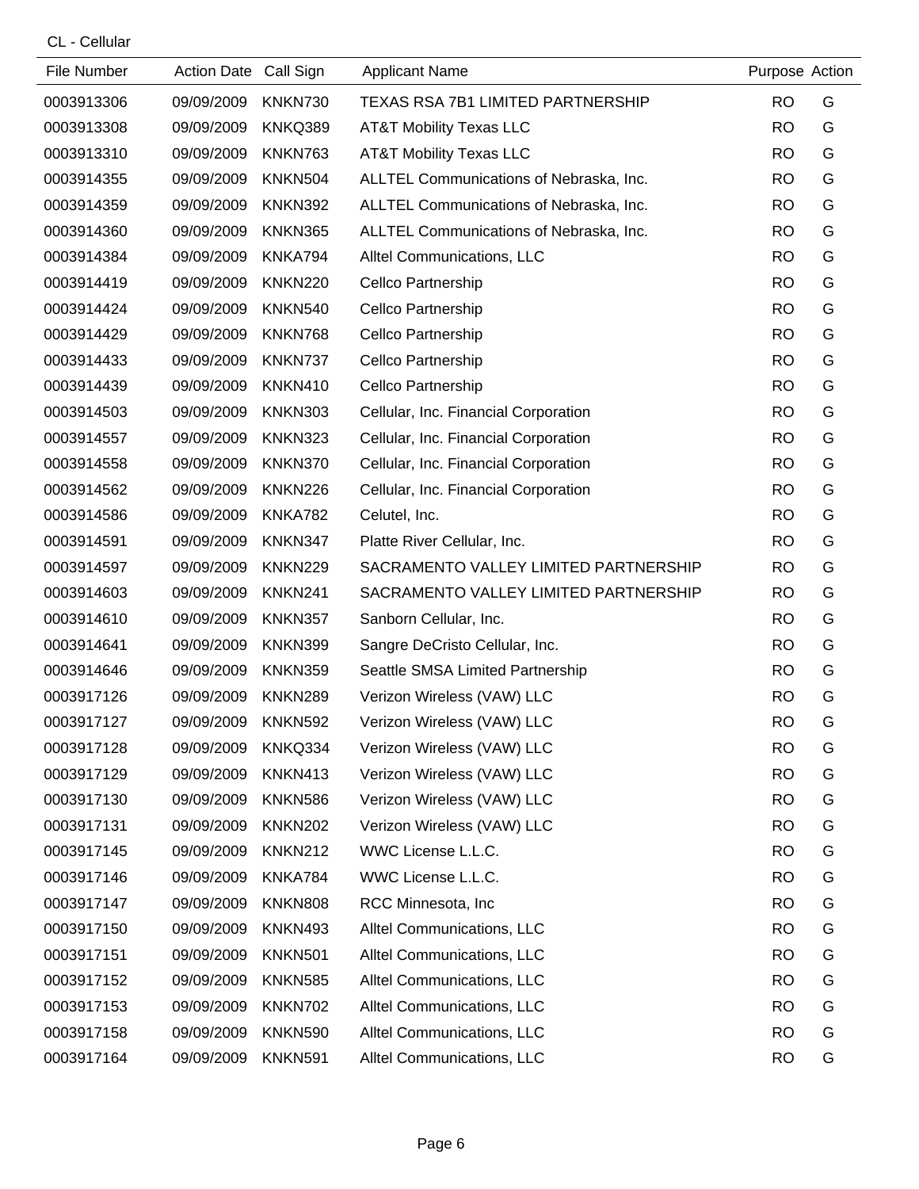CL - Cellular

| File Number | Action Date | Call Sign | Applicant Name | Purpose | Action |
|---|---|---|---|---|---|
| 0003913306 | 09/09/2009 | KNKN730 | TEXAS RSA 7B1 LIMITED PARTNERSHIP | RO | G |
| 0003913308 | 09/09/2009 | KNKQ389 | AT&T Mobility Texas LLC | RO | G |
| 0003913310 | 09/09/2009 | KNKN763 | AT&T Mobility Texas LLC | RO | G |
| 0003914355 | 09/09/2009 | KNKN504 | ALLTEL Communications of Nebraska, Inc. | RO | G |
| 0003914359 | 09/09/2009 | KNKN392 | ALLTEL Communications of Nebraska, Inc. | RO | G |
| 0003914360 | 09/09/2009 | KNKN365 | ALLTEL Communications of Nebraska, Inc. | RO | G |
| 0003914384 | 09/09/2009 | KNKA794 | Alltel Communications, LLC | RO | G |
| 0003914419 | 09/09/2009 | KNKN220 | Cellco Partnership | RO | G |
| 0003914424 | 09/09/2009 | KNKN540 | Cellco Partnership | RO | G |
| 0003914429 | 09/09/2009 | KNKN768 | Cellco Partnership | RO | G |
| 0003914433 | 09/09/2009 | KNKN737 | Cellco Partnership | RO | G |
| 0003914439 | 09/09/2009 | KNKN410 | Cellco Partnership | RO | G |
| 0003914503 | 09/09/2009 | KNKN303 | Cellular, Inc. Financial Corporation | RO | G |
| 0003914557 | 09/09/2009 | KNKN323 | Cellular, Inc. Financial Corporation | RO | G |
| 0003914558 | 09/09/2009 | KNKN370 | Cellular, Inc. Financial Corporation | RO | G |
| 0003914562 | 09/09/2009 | KNKN226 | Cellular, Inc. Financial Corporation | RO | G |
| 0003914586 | 09/09/2009 | KNKA782 | Celutel, Inc. | RO | G |
| 0003914591 | 09/09/2009 | KNKN347 | Platte River Cellular, Inc. | RO | G |
| 0003914597 | 09/09/2009 | KNKN229 | SACRAMENTO VALLEY LIMITED PARTNERSHIP | RO | G |
| 0003914603 | 09/09/2009 | KNKN241 | SACRAMENTO VALLEY LIMITED PARTNERSHIP | RO | G |
| 0003914610 | 09/09/2009 | KNKN357 | Sanborn Cellular, Inc. | RO | G |
| 0003914641 | 09/09/2009 | KNKN399 | Sangre DeCristo Cellular, Inc. | RO | G |
| 0003914646 | 09/09/2009 | KNKN359 | Seattle SMSA Limited Partnership | RO | G |
| 0003917126 | 09/09/2009 | KNKN289 | Verizon Wireless (VAW) LLC | RO | G |
| 0003917127 | 09/09/2009 | KNKN592 | Verizon Wireless (VAW) LLC | RO | G |
| 0003917128 | 09/09/2009 | KNKQ334 | Verizon Wireless (VAW) LLC | RO | G |
| 0003917129 | 09/09/2009 | KNKN413 | Verizon Wireless (VAW) LLC | RO | G |
| 0003917130 | 09/09/2009 | KNKN586 | Verizon Wireless (VAW) LLC | RO | G |
| 0003917131 | 09/09/2009 | KNKN202 | Verizon Wireless (VAW) LLC | RO | G |
| 0003917145 | 09/09/2009 | KNKN212 | WWC License L.L.C. | RO | G |
| 0003917146 | 09/09/2009 | KNKA784 | WWC License L.L.C. | RO | G |
| 0003917147 | 09/09/2009 | KNKN808 | RCC Minnesota, Inc | RO | G |
| 0003917150 | 09/09/2009 | KNKN493 | Alltel Communications, LLC | RO | G |
| 0003917151 | 09/09/2009 | KNKN501 | Alltel Communications, LLC | RO | G |
| 0003917152 | 09/09/2009 | KNKN585 | Alltel Communications, LLC | RO | G |
| 0003917153 | 09/09/2009 | KNKN702 | Alltel Communications, LLC | RO | G |
| 0003917158 | 09/09/2009 | KNKN590 | Alltel Communications, LLC | RO | G |
| 0003917164 | 09/09/2009 | KNKN591 | Alltel Communications, LLC | RO | G |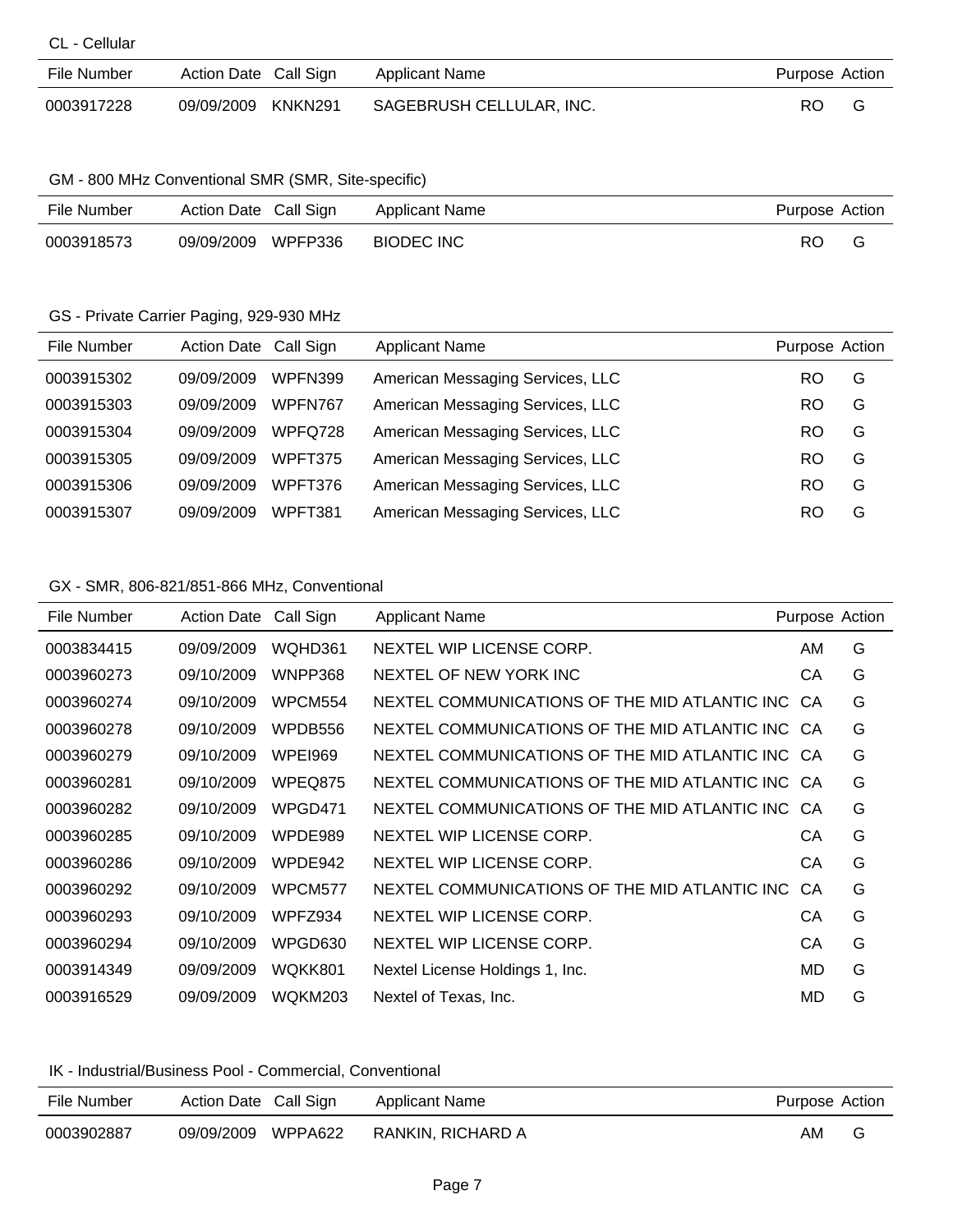## CL - Cellular

| File Number | Action Date | Call Sign | Applicant Name | Purpose | Action |
|---|---|---|---|---|---|
| 0003917228 | 09/09/2009 | KNKN291 | SAGEBRUSH CELLULAR, INC. | RO | G |

## GM - 800 MHz Conventional SMR (SMR, Site-specific)

| File Number | Action Date | Call Sign | Applicant Name | Purpose | Action |
|---|---|---|---|---|---|
| 0003918573 | 09/09/2009 | WPFP336 | BIODEC INC | RO | G |

## GS - Private Carrier Paging, 929-930 MHz

| File Number | Action Date | Call Sign | Applicant Name | Purpose | Action |
|---|---|---|---|---|---|
| 0003915302 | 09/09/2009 | WPFN399 | American Messaging Services, LLC | RO | G |
| 0003915303 | 09/09/2009 | WPFN767 | American Messaging Services, LLC | RO | G |
| 0003915304 | 09/09/2009 | WPFQ728 | American Messaging Services, LLC | RO | G |
| 0003915305 | 09/09/2009 | WPFT375 | American Messaging Services, LLC | RO | G |
| 0003915306 | 09/09/2009 | WPFT376 | American Messaging Services, LLC | RO | G |
| 0003915307 | 09/09/2009 | WPFT381 | American Messaging Services, LLC | RO | G |

## GX - SMR, 806-821/851-866 MHz, Conventional

| File Number | Action Date | Call Sign | Applicant Name | Purpose | Action |
|---|---|---|---|---|---|
| 0003834415 | 09/09/2009 | WQHD361 | NEXTEL WIP LICENSE CORP. | AM | G |
| 0003960273 | 09/10/2009 | WNPP368 | NEXTEL OF NEW YORK INC | CA | G |
| 0003960274 | 09/10/2009 | WPCM554 | NEXTEL COMMUNICATIONS OF THE MID ATLANTIC INC | CA | G |
| 0003960278 | 09/10/2009 | WPDB556 | NEXTEL COMMUNICATIONS OF THE MID ATLANTIC INC | CA | G |
| 0003960279 | 09/10/2009 | WPEI969 | NEXTEL COMMUNICATIONS OF THE MID ATLANTIC INC | CA | G |
| 0003960281 | 09/10/2009 | WPEQ875 | NEXTEL COMMUNICATIONS OF THE MID ATLANTIC INC | CA | G |
| 0003960282 | 09/10/2009 | WPGD471 | NEXTEL COMMUNICATIONS OF THE MID ATLANTIC INC | CA | G |
| 0003960285 | 09/10/2009 | WPDE989 | NEXTEL WIP LICENSE CORP. | CA | G |
| 0003960286 | 09/10/2009 | WPDE942 | NEXTEL WIP LICENSE CORP. | CA | G |
| 0003960292 | 09/10/2009 | WPCM577 | NEXTEL COMMUNICATIONS OF THE MID ATLANTIC INC | CA | G |
| 0003960293 | 09/10/2009 | WPFZ934 | NEXTEL WIP LICENSE CORP. | CA | G |
| 0003960294 | 09/10/2009 | WPGD630 | NEXTEL WIP LICENSE CORP. | CA | G |
| 0003914349 | 09/09/2009 | WQKK801 | Nextel License Holdings 1, Inc. | MD | G |
| 0003916529 | 09/09/2009 | WQKM203 | Nextel of Texas, Inc. | MD | G |

## IK - Industrial/Business Pool - Commercial, Conventional

| File Number | Action Date | Call Sign | Applicant Name | Purpose | Action |
|---|---|---|---|---|---|
| 0003902887 | 09/09/2009 | WPPA622 | RANKIN, RICHARD A | AM | G |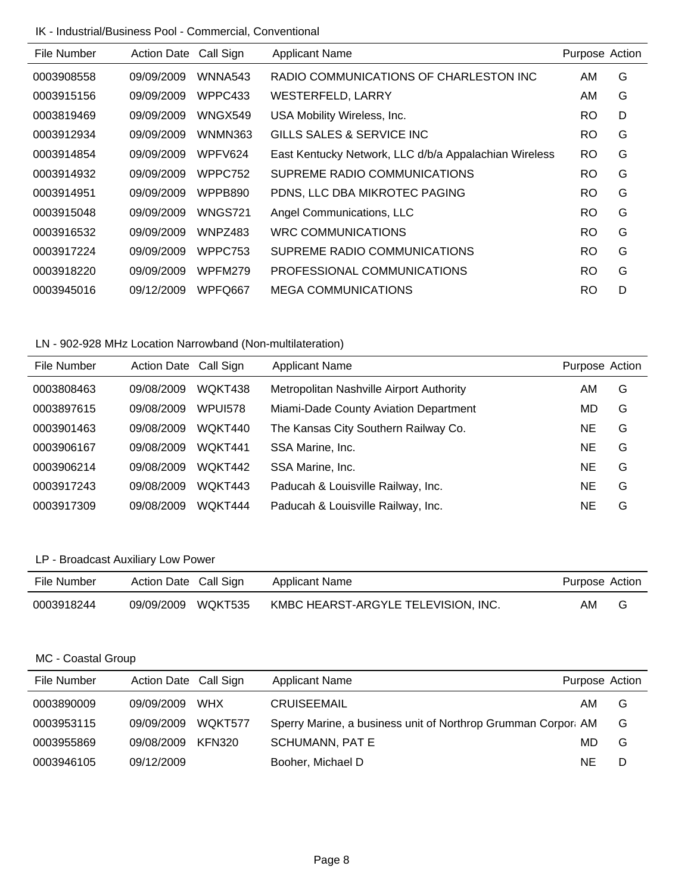IK - Industrial/Business Pool - Commercial, Conventional

| File Number | Action Date | Call Sign | Applicant Name | Purpose | Action |
|---|---|---|---|---|---|
| 0003908558 | 09/09/2009 | WNNA543 | RADIO COMMUNICATIONS OF CHARLESTON INC | AM | G |
| 0003915156 | 09/09/2009 | WPPC433 | WESTERFELD, LARRY | AM | G |
| 0003819469 | 09/09/2009 | WNGX549 | USA Mobility Wireless, Inc. | RO | D |
| 0003912934 | 09/09/2009 | WNMN363 | GILLS SALES & SERVICE INC | RO | G |
| 0003914854 | 09/09/2009 | WPFV624 | East Kentucky Network, LLC d/b/a Appalachian Wireless | RO | G |
| 0003914932 | 09/09/2009 | WPPC752 | SUPREME RADIO COMMUNICATIONS | RO | G |
| 0003914951 | 09/09/2009 | WPPB890 | PDNS, LLC DBA MIKROTEC PAGING | RO | G |
| 0003915048 | 09/09/2009 | WNGS721 | Angel Communications, LLC | RO | G |
| 0003916532 | 09/09/2009 | WNPZ483 | WRC COMMUNICATIONS | RO | G |
| 0003917224 | 09/09/2009 | WPPC753 | SUPREME RADIO COMMUNICATIONS | RO | G |
| 0003918220 | 09/09/2009 | WPFM279 | PROFESSIONAL COMMUNICATIONS | RO | G |
| 0003945016 | 09/12/2009 | WPFQ667 | MEGA COMMUNICATIONS | RO | D |

LN - 902-928 MHz Location Narrowband (Non-multilateration)

| File Number | Action Date | Call Sign | Applicant Name | Purpose | Action |
|---|---|---|---|---|---|
| 0003808463 | 09/08/2009 | WQKT438 | Metropolitan Nashville Airport Authority | AM | G |
| 0003897615 | 09/08/2009 | WPUI578 | Miami-Dade County Aviation Department | MD | G |
| 0003901463 | 09/08/2009 | WQKT440 | The Kansas City Southern Railway Co. | NE | G |
| 0003906167 | 09/08/2009 | WQKT441 | SSA Marine, Inc. | NE | G |
| 0003906214 | 09/08/2009 | WQKT442 | SSA Marine, Inc. | NE | G |
| 0003917243 | 09/08/2009 | WQKT443 | Paducah & Louisville Railway, Inc. | NE | G |
| 0003917309 | 09/08/2009 | WQKT444 | Paducah & Louisville Railway, Inc. | NE | G |

LP - Broadcast Auxiliary Low Power

| File Number | Action Date | Call Sign | Applicant Name | Purpose | Action |
|---|---|---|---|---|---|
| 0003918244 | 09/09/2009 | WQKT535 | KMBC HEARST-ARGYLE TELEVISION, INC. | AM | G |

MC - Coastal Group

| File Number | Action Date | Call Sign | Applicant Name | Purpose | Action |
|---|---|---|---|---|---|
| 0003890009 | 09/09/2009 | WHX | CRUISEEMAIL | AM | G |
| 0003953115 | 09/09/2009 | WQKT577 | Sperry Marine, a business unit of Northrop Grumman Corpor | AM | G |
| 0003955869 | 09/08/2009 | KFN320 | SCHUMANN, PAT E | MD | G |
| 0003946105 | 09/12/2009 | | Booher, Michael D | NE | D |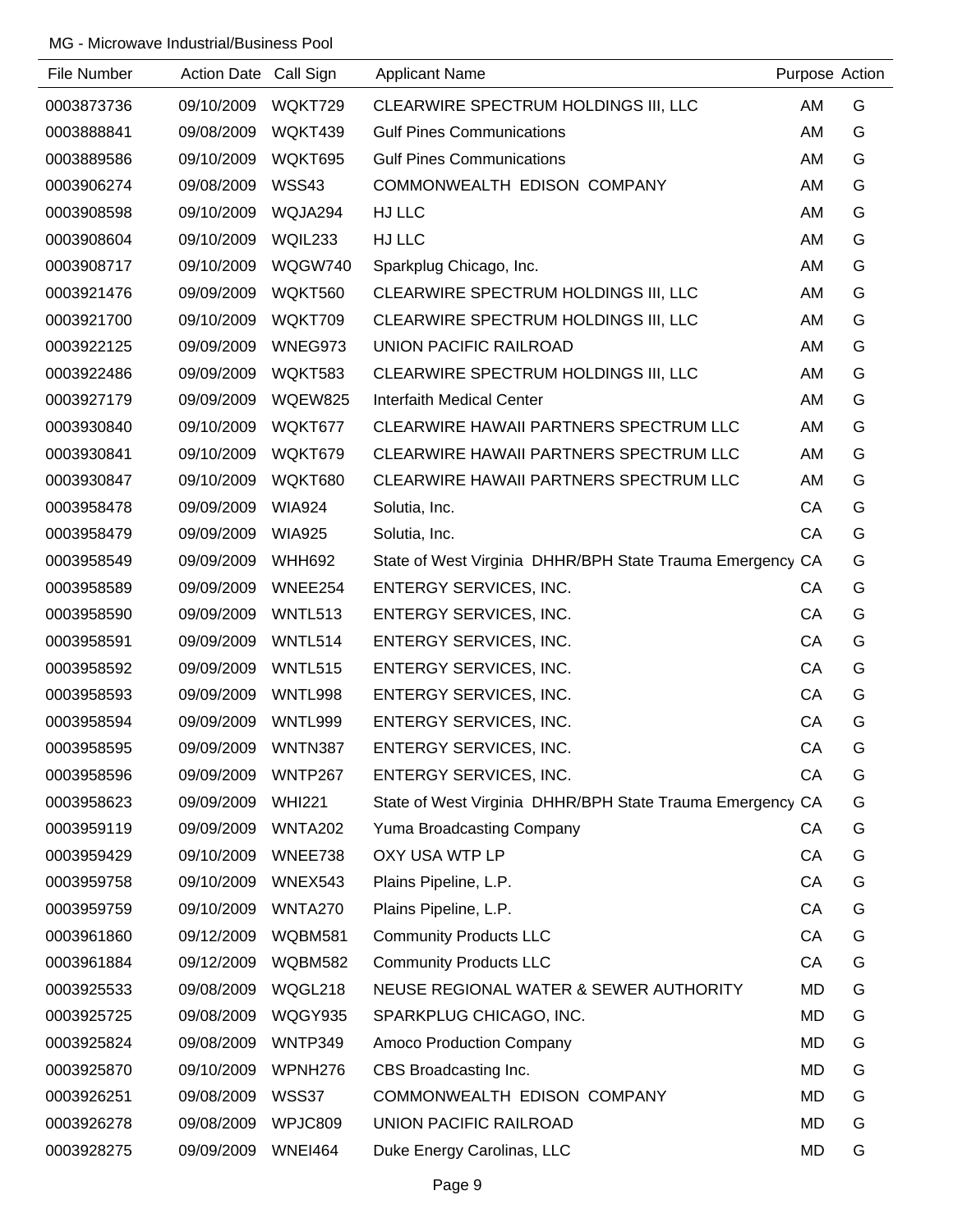MG - Microwave Industrial/Business Pool

| File Number | Action Date | Call Sign | Applicant Name | Purpose | Action |
|---|---|---|---|---|---|
| 0003873736 | 09/10/2009 | WQKT729 | CLEARWIRE SPECTRUM HOLDINGS III, LLC | AM | G |
| 0003888841 | 09/08/2009 | WQKT439 | Gulf Pines Communications | AM | G |
| 0003889586 | 09/10/2009 | WQKT695 | Gulf Pines Communications | AM | G |
| 0003906274 | 09/08/2009 | WSS43 | COMMONWEALTH EDISON COMPANY | AM | G |
| 0003908598 | 09/10/2009 | WQJA294 | HJ LLC | AM | G |
| 0003908604 | 09/10/2009 | WQIL233 | HJ LLC | AM | G |
| 0003908717 | 09/10/2009 | WQGW740 | Sparkplug Chicago, Inc. | AM | G |
| 0003921476 | 09/09/2009 | WQKT560 | CLEARWIRE SPECTRUM HOLDINGS III, LLC | AM | G |
| 0003921700 | 09/10/2009 | WQKT709 | CLEARWIRE SPECTRUM HOLDINGS III, LLC | AM | G |
| 0003922125 | 09/09/2009 | WNEG973 | UNION PACIFIC RAILROAD | AM | G |
| 0003922486 | 09/09/2009 | WQKT583 | CLEARWIRE SPECTRUM HOLDINGS III, LLC | AM | G |
| 0003927179 | 09/09/2009 | WQEW825 | Interfaith Medical Center | AM | G |
| 0003930840 | 09/10/2009 | WQKT677 | CLEARWIRE HAWAII PARTNERS SPECTRUM LLC | AM | G |
| 0003930841 | 09/10/2009 | WQKT679 | CLEARWIRE HAWAII PARTNERS SPECTRUM LLC | AM | G |
| 0003930847 | 09/10/2009 | WQKT680 | CLEARWIRE HAWAII PARTNERS SPECTRUM LLC | AM | G |
| 0003958478 | 09/09/2009 | WIA924 | Solutia, Inc. | CA | G |
| 0003958479 | 09/09/2009 | WIA925 | Solutia, Inc. | CA | G |
| 0003958549 | 09/09/2009 | WHH692 | State of West Virginia DHHR/BPH State Trauma Emergency | CA | G |
| 0003958589 | 09/09/2009 | WNEE254 | ENTERGY SERVICES, INC. | CA | G |
| 0003958590 | 09/09/2009 | WNTL513 | ENTERGY SERVICES, INC. | CA | G |
| 0003958591 | 09/09/2009 | WNTL514 | ENTERGY SERVICES, INC. | CA | G |
| 0003958592 | 09/09/2009 | WNTL515 | ENTERGY SERVICES, INC. | CA | G |
| 0003958593 | 09/09/2009 | WNTL998 | ENTERGY SERVICES, INC. | CA | G |
| 0003958594 | 09/09/2009 | WNTL999 | ENTERGY SERVICES, INC. | CA | G |
| 0003958595 | 09/09/2009 | WNTN387 | ENTERGY SERVICES, INC. | CA | G |
| 0003958596 | 09/09/2009 | WNTP267 | ENTERGY SERVICES, INC. | CA | G |
| 0003958623 | 09/09/2009 | WHI221 | State of West Virginia DHHR/BPH State Trauma Emergency | CA | G |
| 0003959119 | 09/09/2009 | WNTA202 | Yuma Broadcasting Company | CA | G |
| 0003959429 | 09/10/2009 | WNEE738 | OXY USA WTP LP | CA | G |
| 0003959758 | 09/10/2009 | WNEX543 | Plains Pipeline, L.P. | CA | G |
| 0003959759 | 09/10/2009 | WNTA270 | Plains Pipeline, L.P. | CA | G |
| 0003961860 | 09/12/2009 | WQBM581 | Community Products LLC | CA | G |
| 0003961884 | 09/12/2009 | WQBM582 | Community Products LLC | CA | G |
| 0003925533 | 09/08/2009 | WQGL218 | NEUSE REGIONAL WATER & SEWER AUTHORITY | MD | G |
| 0003925725 | 09/08/2009 | WQGY935 | SPARKPLUG CHICAGO, INC. | MD | G |
| 0003925824 | 09/08/2009 | WNTP349 | Amoco Production Company | MD | G |
| 0003925870 | 09/10/2009 | WPNH276 | CBS Broadcasting Inc. | MD | G |
| 0003926251 | 09/08/2009 | WSS37 | COMMONWEALTH EDISON COMPANY | MD | G |
| 0003926278 | 09/08/2009 | WPJC809 | UNION PACIFIC RAILROAD | MD | G |
| 0003928275 | 09/09/2009 | WNEI464 | Duke Energy Carolinas, LLC | MD | G |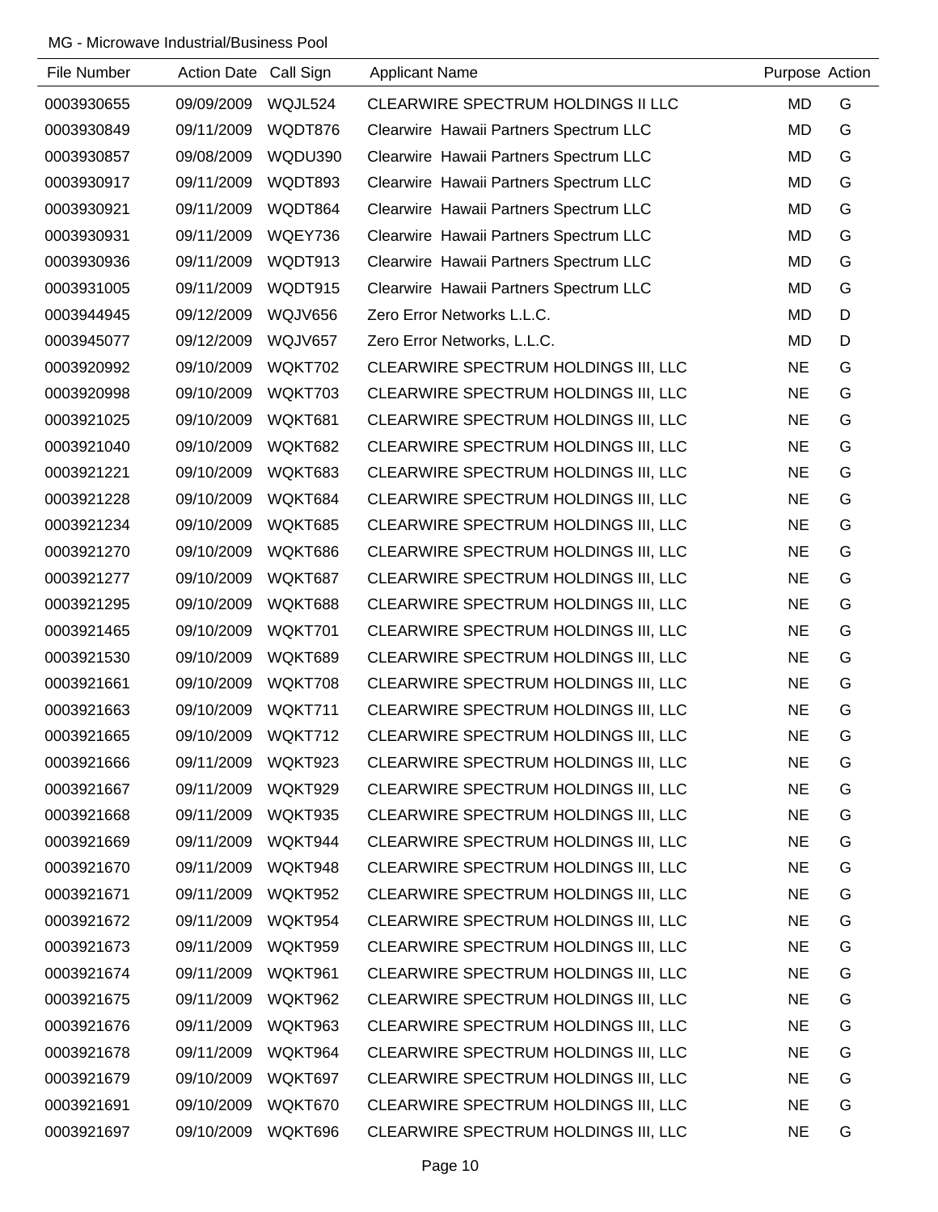MG - Microwave Industrial/Business Pool

| File Number | Action Date | Call Sign | Applicant Name | Purpose | Action |
|---|---|---|---|---|---|
| 0003930655 | 09/09/2009 | WQJL524 | CLEARWIRE SPECTRUM HOLDINGS II LLC | MD | G |
| 0003930849 | 09/11/2009 | WQDT876 | Clearwire  Hawaii Partners Spectrum LLC | MD | G |
| 0003930857 | 09/08/2009 | WQDU390 | Clearwire  Hawaii Partners Spectrum LLC | MD | G |
| 0003930917 | 09/11/2009 | WQDT893 | Clearwire  Hawaii Partners Spectrum LLC | MD | G |
| 0003930921 | 09/11/2009 | WQDT864 | Clearwire  Hawaii Partners Spectrum LLC | MD | G |
| 0003930931 | 09/11/2009 | WQEY736 | Clearwire  Hawaii Partners Spectrum LLC | MD | G |
| 0003930936 | 09/11/2009 | WQDT913 | Clearwire  Hawaii Partners Spectrum LLC | MD | G |
| 0003931005 | 09/11/2009 | WQDT915 | Clearwire  Hawaii Partners Spectrum LLC | MD | G |
| 0003944945 | 09/12/2009 | WQJV656 | Zero Error Networks L.L.C. | MD | D |
| 0003945077 | 09/12/2009 | WQJV657 | Zero Error Networks, L.L.C. | MD | D |
| 0003920992 | 09/10/2009 | WQKT702 | CLEARWIRE SPECTRUM HOLDINGS III, LLC | NE | G |
| 0003920998 | 09/10/2009 | WQKT703 | CLEARWIRE SPECTRUM HOLDINGS III, LLC | NE | G |
| 0003921025 | 09/10/2009 | WQKT681 | CLEARWIRE SPECTRUM HOLDINGS III, LLC | NE | G |
| 0003921040 | 09/10/2009 | WQKT682 | CLEARWIRE SPECTRUM HOLDINGS III, LLC | NE | G |
| 0003921221 | 09/10/2009 | WQKT683 | CLEARWIRE SPECTRUM HOLDINGS III, LLC | NE | G |
| 0003921228 | 09/10/2009 | WQKT684 | CLEARWIRE SPECTRUM HOLDINGS III, LLC | NE | G |
| 0003921234 | 09/10/2009 | WQKT685 | CLEARWIRE SPECTRUM HOLDINGS III, LLC | NE | G |
| 0003921270 | 09/10/2009 | WQKT686 | CLEARWIRE SPECTRUM HOLDINGS III, LLC | NE | G |
| 0003921277 | 09/10/2009 | WQKT687 | CLEARWIRE SPECTRUM HOLDINGS III, LLC | NE | G |
| 0003921295 | 09/10/2009 | WQKT688 | CLEARWIRE SPECTRUM HOLDINGS III, LLC | NE | G |
| 0003921465 | 09/10/2009 | WQKT701 | CLEARWIRE SPECTRUM HOLDINGS III, LLC | NE | G |
| 0003921530 | 09/10/2009 | WQKT689 | CLEARWIRE SPECTRUM HOLDINGS III, LLC | NE | G |
| 0003921661 | 09/10/2009 | WQKT708 | CLEARWIRE SPECTRUM HOLDINGS III, LLC | NE | G |
| 0003921663 | 09/10/2009 | WQKT711 | CLEARWIRE SPECTRUM HOLDINGS III, LLC | NE | G |
| 0003921665 | 09/10/2009 | WQKT712 | CLEARWIRE SPECTRUM HOLDINGS III, LLC | NE | G |
| 0003921666 | 09/11/2009 | WQKT923 | CLEARWIRE SPECTRUM HOLDINGS III, LLC | NE | G |
| 0003921667 | 09/11/2009 | WQKT929 | CLEARWIRE SPECTRUM HOLDINGS III, LLC | NE | G |
| 0003921668 | 09/11/2009 | WQKT935 | CLEARWIRE SPECTRUM HOLDINGS III, LLC | NE | G |
| 0003921669 | 09/11/2009 | WQKT944 | CLEARWIRE SPECTRUM HOLDINGS III, LLC | NE | G |
| 0003921670 | 09/11/2009 | WQKT948 | CLEARWIRE SPECTRUM HOLDINGS III, LLC | NE | G |
| 0003921671 | 09/11/2009 | WQKT952 | CLEARWIRE SPECTRUM HOLDINGS III, LLC | NE | G |
| 0003921672 | 09/11/2009 | WQKT954 | CLEARWIRE SPECTRUM HOLDINGS III, LLC | NE | G |
| 0003921673 | 09/11/2009 | WQKT959 | CLEARWIRE SPECTRUM HOLDINGS III, LLC | NE | G |
| 0003921674 | 09/11/2009 | WQKT961 | CLEARWIRE SPECTRUM HOLDINGS III, LLC | NE | G |
| 0003921675 | 09/11/2009 | WQKT962 | CLEARWIRE SPECTRUM HOLDINGS III, LLC | NE | G |
| 0003921676 | 09/11/2009 | WQKT963 | CLEARWIRE SPECTRUM HOLDINGS III, LLC | NE | G |
| 0003921678 | 09/11/2009 | WQKT964 | CLEARWIRE SPECTRUM HOLDINGS III, LLC | NE | G |
| 0003921679 | 09/10/2009 | WQKT697 | CLEARWIRE SPECTRUM HOLDINGS III, LLC | NE | G |
| 0003921691 | 09/10/2009 | WQKT670 | CLEARWIRE SPECTRUM HOLDINGS III, LLC | NE | G |
| 0003921697 | 09/10/2009 | WQKT696 | CLEARWIRE SPECTRUM HOLDINGS III, LLC | NE | G |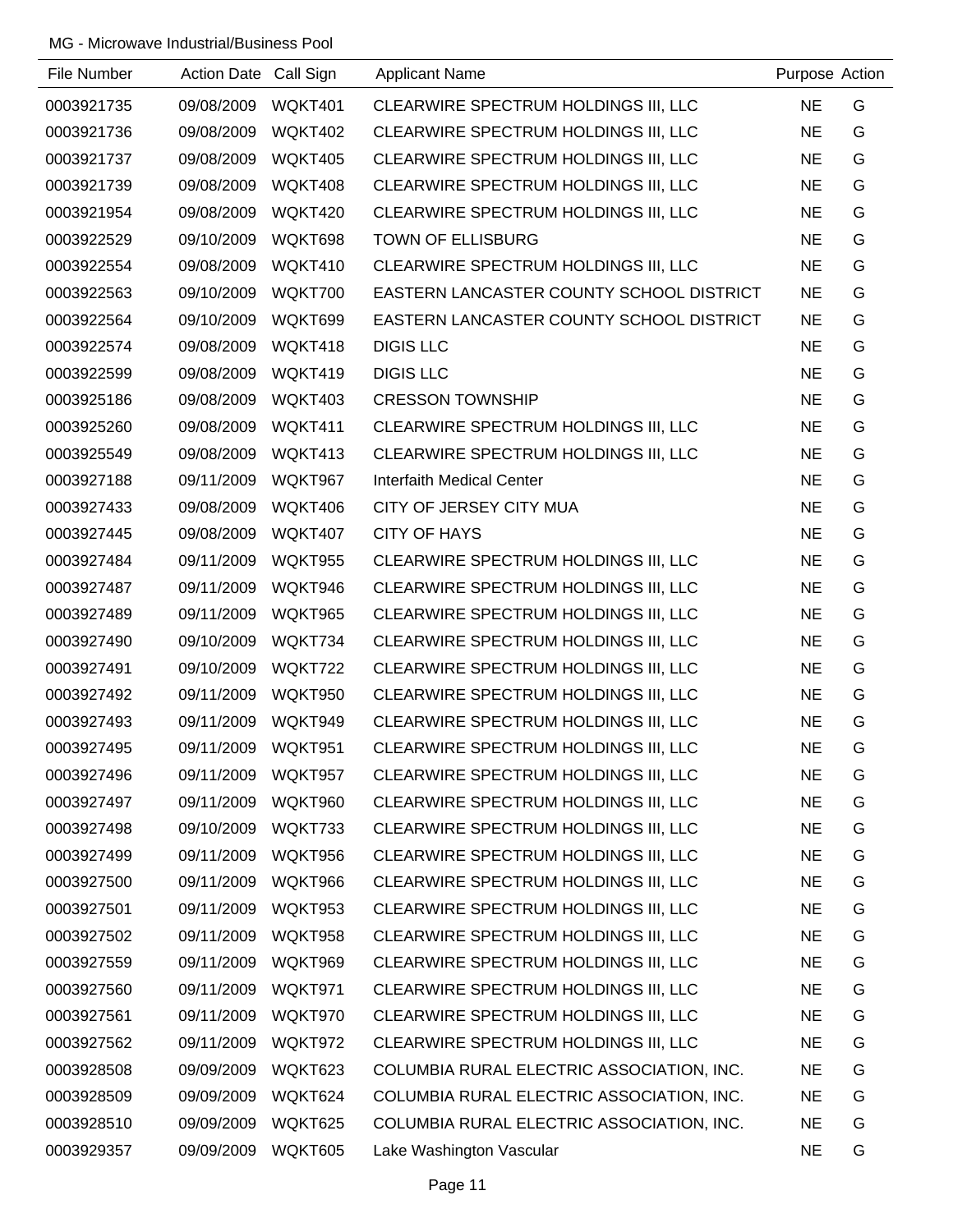MG - Microwave Industrial/Business Pool

| File Number | Action Date | Call Sign | Applicant Name | Purpose | Action |
|---|---|---|---|---|---|
| 0003921735 | 09/08/2009 | WQKT401 | CLEARWIRE SPECTRUM HOLDINGS III, LLC | NE | G |
| 0003921736 | 09/08/2009 | WQKT402 | CLEARWIRE SPECTRUM HOLDINGS III, LLC | NE | G |
| 0003921737 | 09/08/2009 | WQKT405 | CLEARWIRE SPECTRUM HOLDINGS III, LLC | NE | G |
| 0003921739 | 09/08/2009 | WQKT408 | CLEARWIRE SPECTRUM HOLDINGS III, LLC | NE | G |
| 0003921954 | 09/08/2009 | WQKT420 | CLEARWIRE SPECTRUM HOLDINGS III, LLC | NE | G |
| 0003922529 | 09/10/2009 | WQKT698 | TOWN OF ELLISBURG | NE | G |
| 0003922554 | 09/08/2009 | WQKT410 | CLEARWIRE SPECTRUM HOLDINGS III, LLC | NE | G |
| 0003922563 | 09/10/2009 | WQKT700 | EASTERN LANCASTER COUNTY SCHOOL DISTRICT | NE | G |
| 0003922564 | 09/10/2009 | WQKT699 | EASTERN LANCASTER COUNTY SCHOOL DISTRICT | NE | G |
| 0003922574 | 09/08/2009 | WQKT418 | DIGIS LLC | NE | G |
| 0003922599 | 09/08/2009 | WQKT419 | DIGIS LLC | NE | G |
| 0003925186 | 09/08/2009 | WQKT403 | CRESSON TOWNSHIP | NE | G |
| 0003925260 | 09/08/2009 | WQKT411 | CLEARWIRE SPECTRUM HOLDINGS III, LLC | NE | G |
| 0003925549 | 09/08/2009 | WQKT413 | CLEARWIRE SPECTRUM HOLDINGS III, LLC | NE | G |
| 0003927188 | 09/11/2009 | WQKT967 | Interfaith Medical Center | NE | G |
| 0003927433 | 09/08/2009 | WQKT406 | CITY OF JERSEY CITY MUA | NE | G |
| 0003927445 | 09/08/2009 | WQKT407 | CITY OF HAYS | NE | G |
| 0003927484 | 09/11/2009 | WQKT955 | CLEARWIRE SPECTRUM HOLDINGS III, LLC | NE | G |
| 0003927487 | 09/11/2009 | WQKT946 | CLEARWIRE SPECTRUM HOLDINGS III, LLC | NE | G |
| 0003927489 | 09/11/2009 | WQKT965 | CLEARWIRE SPECTRUM HOLDINGS III, LLC | NE | G |
| 0003927490 | 09/10/2009 | WQKT734 | CLEARWIRE SPECTRUM HOLDINGS III, LLC | NE | G |
| 0003927491 | 09/10/2009 | WQKT722 | CLEARWIRE SPECTRUM HOLDINGS III, LLC | NE | G |
| 0003927492 | 09/11/2009 | WQKT950 | CLEARWIRE SPECTRUM HOLDINGS III, LLC | NE | G |
| 0003927493 | 09/11/2009 | WQKT949 | CLEARWIRE SPECTRUM HOLDINGS III, LLC | NE | G |
| 0003927495 | 09/11/2009 | WQKT951 | CLEARWIRE SPECTRUM HOLDINGS III, LLC | NE | G |
| 0003927496 | 09/11/2009 | WQKT957 | CLEARWIRE SPECTRUM HOLDINGS III, LLC | NE | G |
| 0003927497 | 09/11/2009 | WQKT960 | CLEARWIRE SPECTRUM HOLDINGS III, LLC | NE | G |
| 0003927498 | 09/10/2009 | WQKT733 | CLEARWIRE SPECTRUM HOLDINGS III, LLC | NE | G |
| 0003927499 | 09/11/2009 | WQKT956 | CLEARWIRE SPECTRUM HOLDINGS III, LLC | NE | G |
| 0003927500 | 09/11/2009 | WQKT966 | CLEARWIRE SPECTRUM HOLDINGS III, LLC | NE | G |
| 0003927501 | 09/11/2009 | WQKT953 | CLEARWIRE SPECTRUM HOLDINGS III, LLC | NE | G |
| 0003927502 | 09/11/2009 | WQKT958 | CLEARWIRE SPECTRUM HOLDINGS III, LLC | NE | G |
| 0003927559 | 09/11/2009 | WQKT969 | CLEARWIRE SPECTRUM HOLDINGS III, LLC | NE | G |
| 0003927560 | 09/11/2009 | WQKT971 | CLEARWIRE SPECTRUM HOLDINGS III, LLC | NE | G |
| 0003927561 | 09/11/2009 | WQKT970 | CLEARWIRE SPECTRUM HOLDINGS III, LLC | NE | G |
| 0003927562 | 09/11/2009 | WQKT972 | CLEARWIRE SPECTRUM HOLDINGS III, LLC | NE | G |
| 0003928508 | 09/09/2009 | WQKT623 | COLUMBIA RURAL ELECTRIC ASSOCIATION, INC. | NE | G |
| 0003928509 | 09/09/2009 | WQKT624 | COLUMBIA RURAL ELECTRIC ASSOCIATION, INC. | NE | G |
| 0003928510 | 09/09/2009 | WQKT625 | COLUMBIA RURAL ELECTRIC ASSOCIATION, INC. | NE | G |
| 0003929357 | 09/09/2009 | WQKT605 | Lake Washington Vascular | NE | G |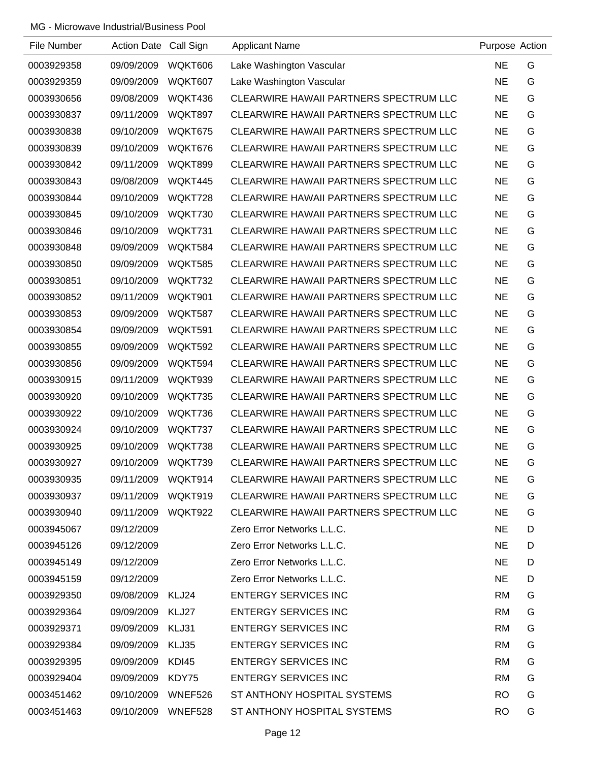MG - Microwave Industrial/Business Pool

| File Number | Action Date | Call Sign | Applicant Name | Purpose | Action |
|---|---|---|---|---|---|
| 0003929358 | 09/09/2009 | WQKT606 | Lake Washington Vascular | NE | G |
| 0003929359 | 09/09/2009 | WQKT607 | Lake Washington Vascular | NE | G |
| 0003930656 | 09/08/2009 | WQKT436 | CLEARWIRE HAWAII PARTNERS SPECTRUM LLC | NE | G |
| 0003930837 | 09/11/2009 | WQKT897 | CLEARWIRE HAWAII PARTNERS SPECTRUM LLC | NE | G |
| 0003930838 | 09/10/2009 | WQKT675 | CLEARWIRE HAWAII PARTNERS SPECTRUM LLC | NE | G |
| 0003930839 | 09/10/2009 | WQKT676 | CLEARWIRE HAWAII PARTNERS SPECTRUM LLC | NE | G |
| 0003930842 | 09/11/2009 | WQKT899 | CLEARWIRE HAWAII PARTNERS SPECTRUM LLC | NE | G |
| 0003930843 | 09/08/2009 | WQKT445 | CLEARWIRE HAWAII PARTNERS SPECTRUM LLC | NE | G |
| 0003930844 | 09/10/2009 | WQKT728 | CLEARWIRE HAWAII PARTNERS SPECTRUM LLC | NE | G |
| 0003930845 | 09/10/2009 | WQKT730 | CLEARWIRE HAWAII PARTNERS SPECTRUM LLC | NE | G |
| 0003930846 | 09/10/2009 | WQKT731 | CLEARWIRE HAWAII PARTNERS SPECTRUM LLC | NE | G |
| 0003930848 | 09/09/2009 | WQKT584 | CLEARWIRE HAWAII PARTNERS SPECTRUM LLC | NE | G |
| 0003930850 | 09/09/2009 | WQKT585 | CLEARWIRE HAWAII PARTNERS SPECTRUM LLC | NE | G |
| 0003930851 | 09/10/2009 | WQKT732 | CLEARWIRE HAWAII PARTNERS SPECTRUM LLC | NE | G |
| 0003930852 | 09/11/2009 | WQKT901 | CLEARWIRE HAWAII PARTNERS SPECTRUM LLC | NE | G |
| 0003930853 | 09/09/2009 | WQKT587 | CLEARWIRE HAWAII PARTNERS SPECTRUM LLC | NE | G |
| 0003930854 | 09/09/2009 | WQKT591 | CLEARWIRE HAWAII PARTNERS SPECTRUM LLC | NE | G |
| 0003930855 | 09/09/2009 | WQKT592 | CLEARWIRE HAWAII PARTNERS SPECTRUM LLC | NE | G |
| 0003930856 | 09/09/2009 | WQKT594 | CLEARWIRE HAWAII PARTNERS SPECTRUM LLC | NE | G |
| 0003930915 | 09/11/2009 | WQKT939 | CLEARWIRE HAWAII PARTNERS SPECTRUM LLC | NE | G |
| 0003930920 | 09/10/2009 | WQKT735 | CLEARWIRE HAWAII PARTNERS SPECTRUM LLC | NE | G |
| 0003930922 | 09/10/2009 | WQKT736 | CLEARWIRE HAWAII PARTNERS SPECTRUM LLC | NE | G |
| 0003930924 | 09/10/2009 | WQKT737 | CLEARWIRE HAWAII PARTNERS SPECTRUM LLC | NE | G |
| 0003930925 | 09/10/2009 | WQKT738 | CLEARWIRE HAWAII PARTNERS SPECTRUM LLC | NE | G |
| 0003930927 | 09/10/2009 | WQKT739 | CLEARWIRE HAWAII PARTNERS SPECTRUM LLC | NE | G |
| 0003930935 | 09/11/2009 | WQKT914 | CLEARWIRE HAWAII PARTNERS SPECTRUM LLC | NE | G |
| 0003930937 | 09/11/2009 | WQKT919 | CLEARWIRE HAWAII PARTNERS SPECTRUM LLC | NE | G |
| 0003930940 | 09/11/2009 | WQKT922 | CLEARWIRE HAWAII PARTNERS SPECTRUM LLC | NE | G |
| 0003945067 | 09/12/2009 | | Zero Error Networks L.L.C. | NE | D |
| 0003945126 | 09/12/2009 | | Zero Error Networks L.L.C. | NE | D |
| 0003945149 | 09/12/2009 | | Zero Error Networks L.L.C. | NE | D |
| 0003945159 | 09/12/2009 | | Zero Error Networks L.L.C. | NE | D |
| 0003929350 | 09/08/2009 | KLJ24 | ENTERGY SERVICES INC | RM | G |
| 0003929364 | 09/09/2009 | KLJ27 | ENTERGY SERVICES INC | RM | G |
| 0003929371 | 09/09/2009 | KLJ31 | ENTERGY SERVICES INC | RM | G |
| 0003929384 | 09/09/2009 | KLJ35 | ENTERGY SERVICES INC | RM | G |
| 0003929395 | 09/09/2009 | KDI45 | ENTERGY SERVICES INC | RM | G |
| 0003929404 | 09/09/2009 | KDY75 | ENTERGY SERVICES INC | RM | G |
| 0003451462 | 09/10/2009 | WNEF526 | ST ANTHONY HOSPITAL SYSTEMS | RO | G |
| 0003451463 | 09/10/2009 | WNEF528 | ST ANTHONY HOSPITAL SYSTEMS | RO | G |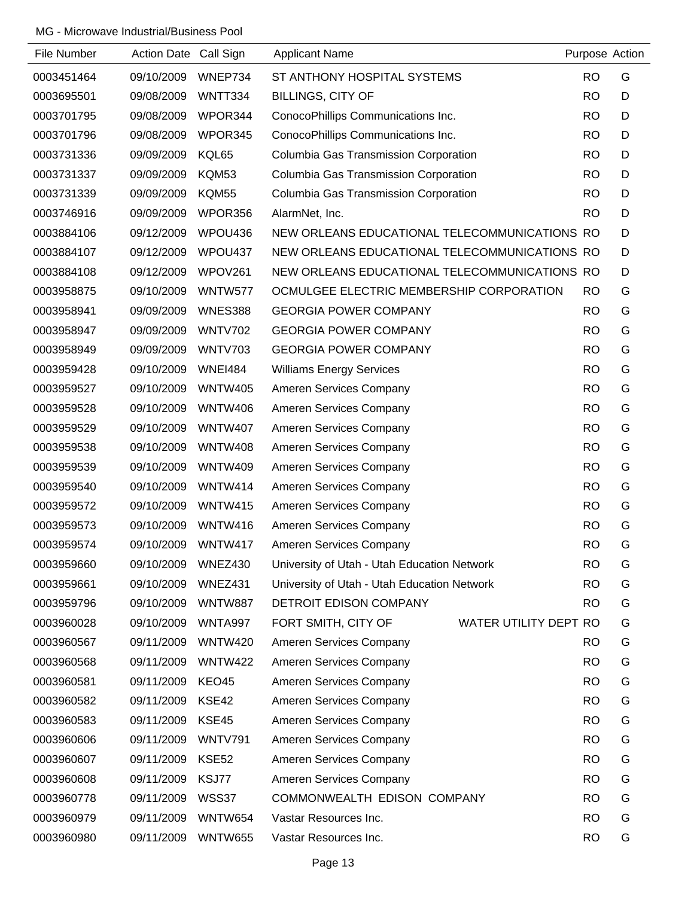MG - Microwave Industrial/Business Pool

| File Number | Action Date | Call Sign | Applicant Name | Purpose | Action |
|---|---|---|---|---|---|
| 0003451464 | 09/10/2009 | WNEP734 | ST ANTHONY HOSPITAL SYSTEMS | RO | G |
| 0003695501 | 09/08/2009 | WNTT334 | BILLINGS, CITY OF | RO | D |
| 0003701795 | 09/08/2009 | WPOR344 | ConocoPhillips Communications Inc. | RO | D |
| 0003701796 | 09/08/2009 | WPOR345 | ConocoPhillips Communications Inc. | RO | D |
| 0003731336 | 09/09/2009 | KQL65 | Columbia Gas Transmission Corporation | RO | D |
| 0003731337 | 09/09/2009 | KQM53 | Columbia Gas Transmission Corporation | RO | D |
| 0003731339 | 09/09/2009 | KQM55 | Columbia Gas Transmission Corporation | RO | D |
| 0003746916 | 09/09/2009 | WPOR356 | AlarmNet, Inc. | RO | D |
| 0003884106 | 09/12/2009 | WPOU436 | NEW ORLEANS EDUCATIONAL TELECOMMUNICATIONS | RO | D |
| 0003884107 | 09/12/2009 | WPOU437 | NEW ORLEANS EDUCATIONAL TELECOMMUNICATIONS | RO | D |
| 0003884108 | 09/12/2009 | WPOV261 | NEW ORLEANS EDUCATIONAL TELECOMMUNICATIONS | RO | D |
| 0003958875 | 09/10/2009 | WNTW577 | OCMULGEE ELECTRIC MEMBERSHIP CORPORATION | RO | G |
| 0003958941 | 09/09/2009 | WNES388 | GEORGIA POWER COMPANY | RO | G |
| 0003958947 | 09/09/2009 | WNTV702 | GEORGIA POWER COMPANY | RO | G |
| 0003958949 | 09/09/2009 | WNTV703 | GEORGIA POWER COMPANY | RO | G |
| 0003959428 | 09/10/2009 | WNEI484 | Williams Energy Services | RO | G |
| 0003959527 | 09/10/2009 | WNTW405 | Ameren Services Company | RO | G |
| 0003959528 | 09/10/2009 | WNTW406 | Ameren Services Company | RO | G |
| 0003959529 | 09/10/2009 | WNTW407 | Ameren Services Company | RO | G |
| 0003959538 | 09/10/2009 | WNTW408 | Ameren Services Company | RO | G |
| 0003959539 | 09/10/2009 | WNTW409 | Ameren Services Company | RO | G |
| 0003959540 | 09/10/2009 | WNTW414 | Ameren Services Company | RO | G |
| 0003959572 | 09/10/2009 | WNTW415 | Ameren Services Company | RO | G |
| 0003959573 | 09/10/2009 | WNTW416 | Ameren Services Company | RO | G |
| 0003959574 | 09/10/2009 | WNTW417 | Ameren Services Company | RO | G |
| 0003959660 | 09/10/2009 | WNEZ430 | University of Utah - Utah Education Network | RO | G |
| 0003959661 | 09/10/2009 | WNEZ431 | University of Utah - Utah Education Network | RO | G |
| 0003959796 | 09/10/2009 | WNTW887 | DETROIT EDISON COMPANY | RO | G |
| 0003960028 | 09/10/2009 | WNTA997 | FORT SMITH, CITY OF WATER UTILITY DEPT | RO | G |
| 0003960567 | 09/11/2009 | WNTW420 | Ameren Services Company | RO | G |
| 0003960568 | 09/11/2009 | WNTW422 | Ameren Services Company | RO | G |
| 0003960581 | 09/11/2009 | KEO45 | Ameren Services Company | RO | G |
| 0003960582 | 09/11/2009 | KSE42 | Ameren Services Company | RO | G |
| 0003960583 | 09/11/2009 | KSE45 | Ameren Services Company | RO | G |
| 0003960606 | 09/11/2009 | WNTV791 | Ameren Services Company | RO | G |
| 0003960607 | 09/11/2009 | KSE52 | Ameren Services Company | RO | G |
| 0003960608 | 09/11/2009 | KSJ77 | Ameren Services Company | RO | G |
| 0003960778 | 09/11/2009 | WSS37 | COMMONWEALTH EDISON COMPANY | RO | G |
| 0003960979 | 09/11/2009 | WNTW654 | Vastar Resources Inc. | RO | G |
| 0003960980 | 09/11/2009 | WNTW655 | Vastar Resources Inc. | RO | G |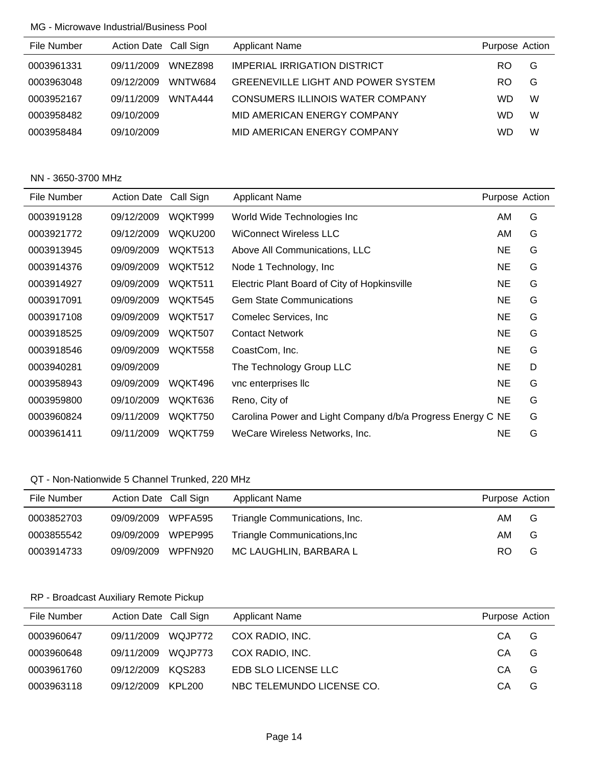MG - Microwave Industrial/Business Pool

| File Number | Action Date | Call Sign | Applicant Name | Purpose | Action |
|---|---|---|---|---|---|
| 0003961331 | 09/11/2009 | WNEZ898 | IMPERIAL IRRIGATION DISTRICT | RO | G |
| 0003963048 | 09/12/2009 | WNTW684 | GREENEVILLE LIGHT AND POWER SYSTEM | RO | G |
| 0003952167 | 09/11/2009 | WNTA444 | CONSUMERS ILLINOIS WATER COMPANY | WD | W |
| 0003958482 | 09/10/2009 | | MID AMERICAN ENERGY COMPANY | WD | W |
| 0003958484 | 09/10/2009 | | MID AMERICAN ENERGY COMPANY | WD | W |

NN - 3650-3700 MHz

| File Number | Action Date | Call Sign | Applicant Name | Purpose | Action |
|---|---|---|---|---|---|
| 0003919128 | 09/12/2009 | WQKT999 | World Wide Technologies Inc | AM | G |
| 0003921772 | 09/12/2009 | WQKU200 | WiConnect Wireless LLC | AM | G |
| 0003913945 | 09/09/2009 | WQKT513 | Above All Communications, LLC | NE | G |
| 0003914376 | 09/09/2009 | WQKT512 | Node 1 Technology, Inc | NE | G |
| 0003914927 | 09/09/2009 | WQKT511 | Electric Plant Board of City of Hopkinsville | NE | G |
| 0003917091 | 09/09/2009 | WQKT545 | Gem State Communications | NE | G |
| 0003917108 | 09/09/2009 | WQKT517 | Comelec Services, Inc | NE | G |
| 0003918525 | 09/09/2009 | WQKT507 | Contact Network | NE | G |
| 0003918546 | 09/09/2009 | WQKT558 | CoastCom, Inc. | NE | G |
| 0003940281 | 09/09/2009 | | The Technology Group LLC | NE | D |
| 0003958943 | 09/09/2009 | WQKT496 | vnc enterprises llc | NE | G |
| 0003959800 | 09/10/2009 | WQKT636 | Reno, City of | NE | G |
| 0003960824 | 09/11/2009 | WQKT750 | Carolina Power and Light Company d/b/a Progress Energy C | NE | G |
| 0003961411 | 09/11/2009 | WQKT759 | WeCare Wireless Networks, Inc. | NE | G |

QT - Non-Nationwide 5 Channel Trunked, 220 MHz

| File Number | Action Date | Call Sign | Applicant Name | Purpose | Action |
|---|---|---|---|---|---|
| 0003852703 | 09/09/2009 | WPFA595 | Triangle Communications, Inc. | AM | G |
| 0003855542 | 09/09/2009 | WPEP995 | Triangle Communications,Inc | AM | G |
| 0003914733 | 09/09/2009 | WPFN920 | MC LAUGHLIN, BARBARA L | RO | G |

RP - Broadcast Auxiliary Remote Pickup

| File Number | Action Date | Call Sign | Applicant Name | Purpose | Action |
|---|---|---|---|---|---|
| 0003960647 | 09/11/2009 | WQJP772 | COX RADIO, INC. | CA | G |
| 0003960648 | 09/11/2009 | WQJP773 | COX RADIO, INC. | CA | G |
| 0003961760 | 09/12/2009 | KQS283 | EDB SLO LICENSE LLC | CA | G |
| 0003963118 | 09/12/2009 | KPL200 | NBC TELEMUNDO LICENSE CO. | CA | G |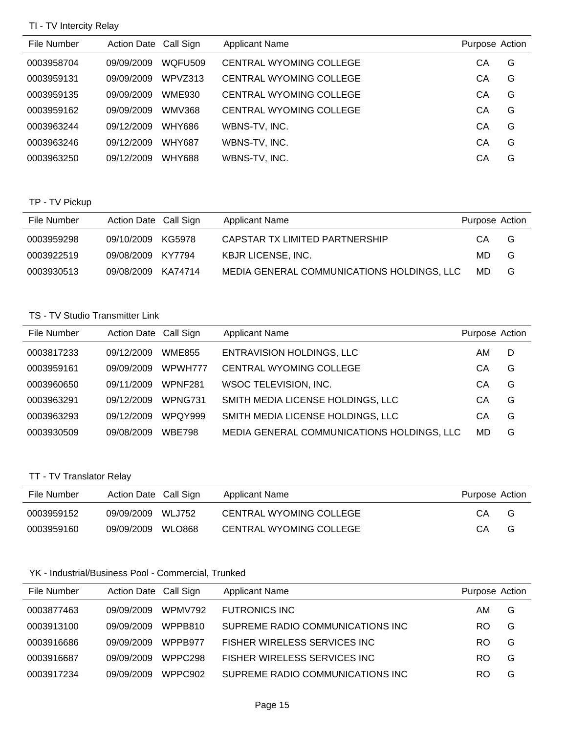### TI - TV Intercity Relay

| File Number | Action Date | Call Sign | Applicant Name | Purpose | Action |
|---|---|---|---|---|---|
| 0003958704 | 09/09/2009 | WQFU509 | CENTRAL WYOMING COLLEGE | CA | G |
| 0003959131 | 09/09/2009 | WPVZ313 | CENTRAL WYOMING COLLEGE | CA | G |
| 0003959135 | 09/09/2009 | WME930 | CENTRAL WYOMING COLLEGE | CA | G |
| 0003959162 | 09/09/2009 | WMV368 | CENTRAL WYOMING COLLEGE | CA | G |
| 0003963244 | 09/12/2009 | WHY686 | WBNS-TV, INC. | CA | G |
| 0003963246 | 09/12/2009 | WHY687 | WBNS-TV, INC. | CA | G |
| 0003963250 | 09/12/2009 | WHY688 | WBNS-TV, INC. | CA | G |

### TP - TV Pickup

| File Number | Action Date | Call Sign | Applicant Name | Purpose | Action |
|---|---|---|---|---|---|
| 0003959298 | 09/10/2009 | KG5978 | CAPSTAR TX LIMITED PARTNERSHIP | CA | G |
| 0003922519 | 09/08/2009 | KY7794 | KBJR LICENSE, INC. | MD | G |
| 0003930513 | 09/08/2009 | KA74714 | MEDIA GENERAL COMMUNICATIONS HOLDINGS, LLC | MD | G |

### TS - TV Studio Transmitter Link

| File Number | Action Date | Call Sign | Applicant Name | Purpose | Action |
|---|---|---|---|---|---|
| 0003817233 | 09/12/2009 | WME855 | ENTRAVISION HOLDINGS, LLC | AM | D |
| 0003959161 | 09/09/2009 | WPWH777 | CENTRAL WYOMING COLLEGE | CA | G |
| 0003960650 | 09/11/2009 | WPNF281 | WSOC TELEVISION, INC. | CA | G |
| 0003963291 | 09/12/2009 | WPNG731 | SMITH MEDIA LICENSE HOLDINGS, LLC | CA | G |
| 0003963293 | 09/12/2009 | WPQY999 | SMITH MEDIA LICENSE HOLDINGS, LLC | CA | G |
| 0003930509 | 09/08/2009 | WBE798 | MEDIA GENERAL COMMUNICATIONS HOLDINGS, LLC | MD | G |

### TT - TV Translator Relay

| File Number | Action Date | Call Sign | Applicant Name | Purpose | Action |
|---|---|---|---|---|---|
| 0003959152 | 09/09/2009 | WLJ752 | CENTRAL WYOMING COLLEGE | CA | G |
| 0003959160 | 09/09/2009 | WLO868 | CENTRAL WYOMING COLLEGE | CA | G |

### YK - Industrial/Business Pool - Commercial, Trunked

| File Number | Action Date | Call Sign | Applicant Name | Purpose | Action |
|---|---|---|---|---|---|
| 0003877463 | 09/09/2009 | WPMV792 | FUTRONICS INC | AM | G |
| 0003913100 | 09/09/2009 | WPPB810 | SUPREME RADIO COMMUNICATIONS INC | RO | G |
| 0003916686 | 09/09/2009 | WPPB977 | FISHER WIRELESS SERVICES INC | RO | G |
| 0003916687 | 09/09/2009 | WPPC298 | FISHER WIRELESS SERVICES INC | RO | G |
| 0003917234 | 09/09/2009 | WPPC902 | SUPREME RADIO COMMUNICATIONS INC | RO | G |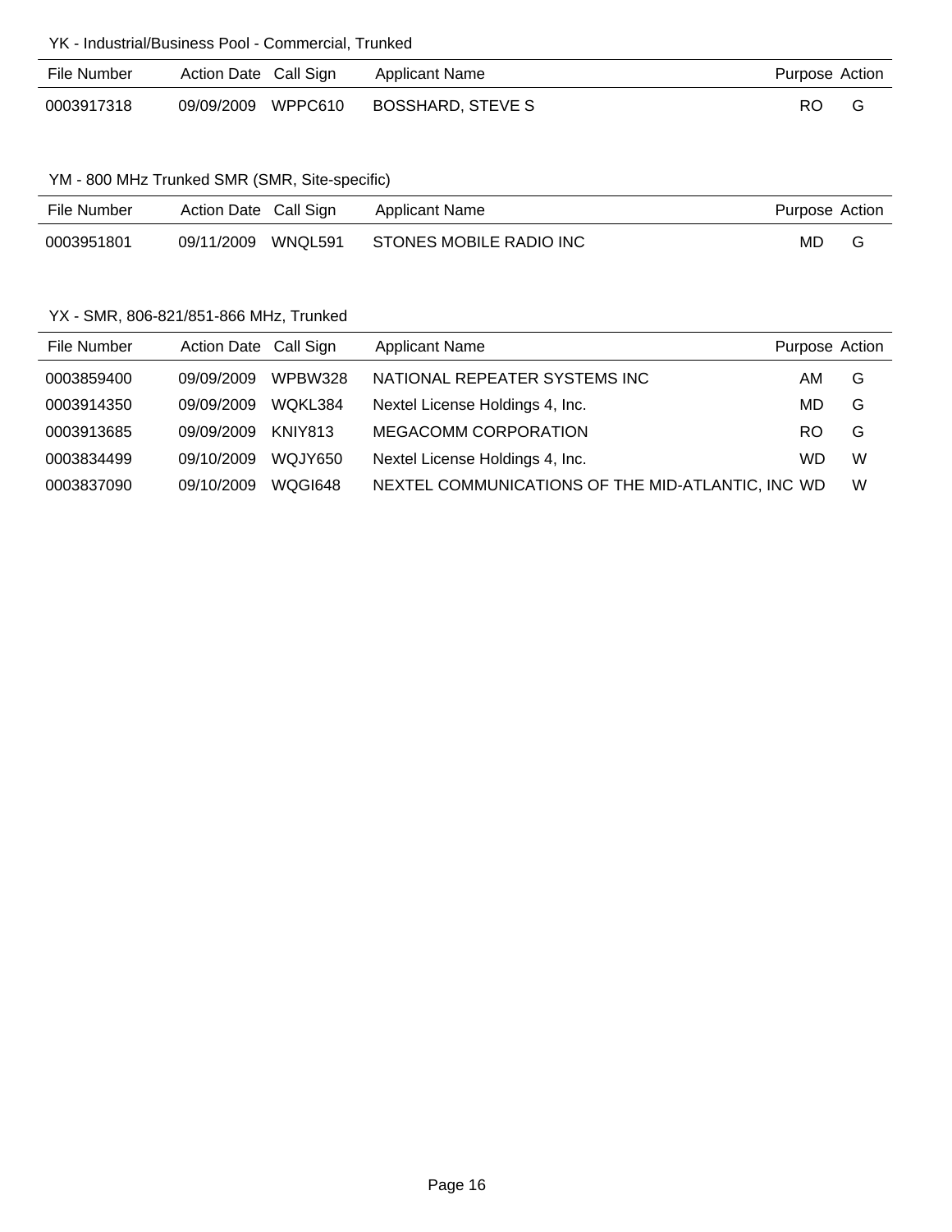YK - Industrial/Business Pool - Commercial, Trunked

| File Number | Action Date | Call Sign | Applicant Name | Purpose | Action |
|---|---|---|---|---|---|
| 0003917318 | 09/09/2009 | WPPC610 | BOSSHARD, STEVE S | RO | G |

YM - 800 MHz Trunked SMR (SMR, Site-specific)

| File Number | Action Date | Call Sign | Applicant Name | Purpose | Action |
|---|---|---|---|---|---|
| 0003951801 | 09/11/2009 | WNQL591 | STONES MOBILE RADIO INC | MD | G |

YX - SMR, 806-821/851-866 MHz, Trunked

| File Number | Action Date | Call Sign | Applicant Name | Purpose | Action |
|---|---|---|---|---|---|
| 0003859400 | 09/09/2009 | WPBW328 | NATIONAL REPEATER SYSTEMS INC | AM | G |
| 0003914350 | 09/09/2009 | WQKL384 | Nextel License Holdings 4, Inc. | MD | G |
| 0003913685 | 09/09/2009 | KNIY813 | MEGACOMM CORPORATION | RO | G |
| 0003834499 | 09/10/2009 | WQJY650 | Nextel License Holdings 4, Inc. | WD | W |
| 0003837090 | 09/10/2009 | WQGI648 | NEXTEL COMMUNICATIONS OF THE MID-ATLANTIC, INC | WD | W |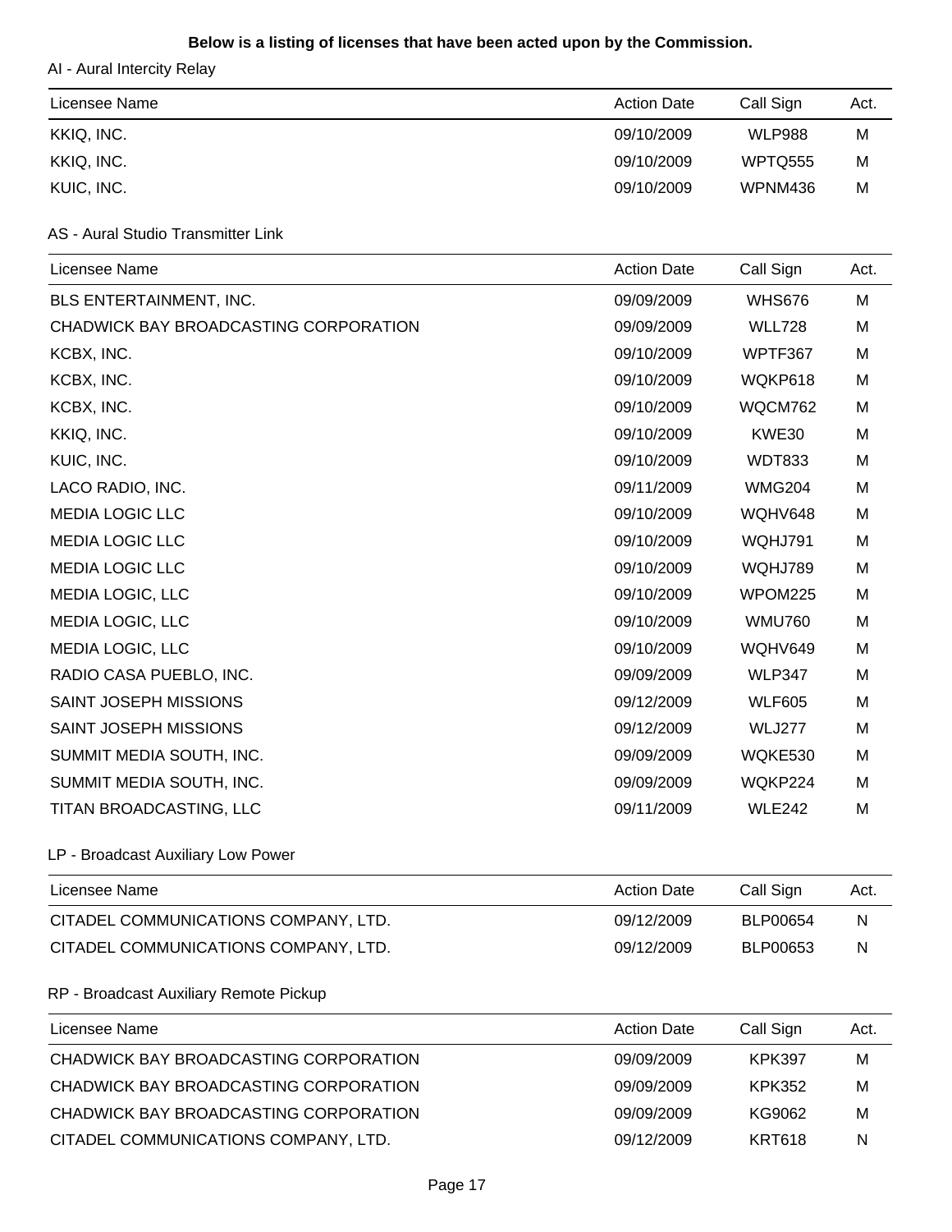**Below is a listing of licenses that have been acted upon by the Commission.**

AI - Aural Intercity Relay

| Licensee Name | Action Date | Call Sign | Act. |
|---|---|---|---|
| KKIQ, INC. | 09/10/2009 | WLP988 | M |
| KKIQ, INC. | 09/10/2009 | WPTQ555 | M |
| KUIC, INC. | 09/10/2009 | WPNM436 | M |

AS - Aural Studio Transmitter Link

| Licensee Name | Action Date | Call Sign | Act. |
|---|---|---|---|
| BLS ENTERTAINMENT, INC. | 09/09/2009 | WHS676 | M |
| CHADWICK BAY BROADCASTING CORPORATION | 09/09/2009 | WLL728 | M |
| KCBX, INC. | 09/10/2009 | WPTF367 | M |
| KCBX, INC. | 09/10/2009 | WQKP618 | M |
| KCBX, INC. | 09/10/2009 | WQCM762 | M |
| KKIQ, INC. | 09/10/2009 | KWE30 | M |
| KUIC, INC. | 09/10/2009 | WDT833 | M |
| LACO RADIO, INC. | 09/11/2009 | WMG204 | M |
| MEDIA LOGIC LLC | 09/10/2009 | WQHV648 | M |
| MEDIA LOGIC LLC | 09/10/2009 | WQHJ791 | M |
| MEDIA LOGIC LLC | 09/10/2009 | WQHJ789 | M |
| MEDIA LOGIC, LLC | 09/10/2009 | WPOM225 | M |
| MEDIA LOGIC, LLC | 09/10/2009 | WMU760 | M |
| MEDIA LOGIC, LLC | 09/10/2009 | WQHV649 | M |
| RADIO CASA PUEBLO, INC. | 09/09/2009 | WLP347 | M |
| SAINT JOSEPH MISSIONS | 09/12/2009 | WLF605 | M |
| SAINT JOSEPH MISSIONS | 09/12/2009 | WLJ277 | M |
| SUMMIT MEDIA SOUTH, INC. | 09/09/2009 | WQKE530 | M |
| SUMMIT MEDIA SOUTH, INC. | 09/09/2009 | WQKP224 | M |
| TITAN BROADCASTING, LLC | 09/11/2009 | WLE242 | M |

LP - Broadcast Auxiliary Low Power

| Licensee Name | Action Date | Call Sign | Act. |
|---|---|---|---|
| CITADEL COMMUNICATIONS COMPANY, LTD. | 09/12/2009 | BLP00654 | N |
| CITADEL COMMUNICATIONS COMPANY, LTD. | 09/12/2009 | BLP00653 | N |

RP - Broadcast Auxiliary Remote Pickup

| Licensee Name | Action Date | Call Sign | Act. |
|---|---|---|---|
| CHADWICK BAY BROADCASTING CORPORATION | 09/09/2009 | KPK397 | M |
| CHADWICK BAY BROADCASTING CORPORATION | 09/09/2009 | KPK352 | M |
| CHADWICK BAY BROADCASTING CORPORATION | 09/09/2009 | KG9062 | M |
| CITADEL COMMUNICATIONS COMPANY, LTD. | 09/12/2009 | KRT618 | N |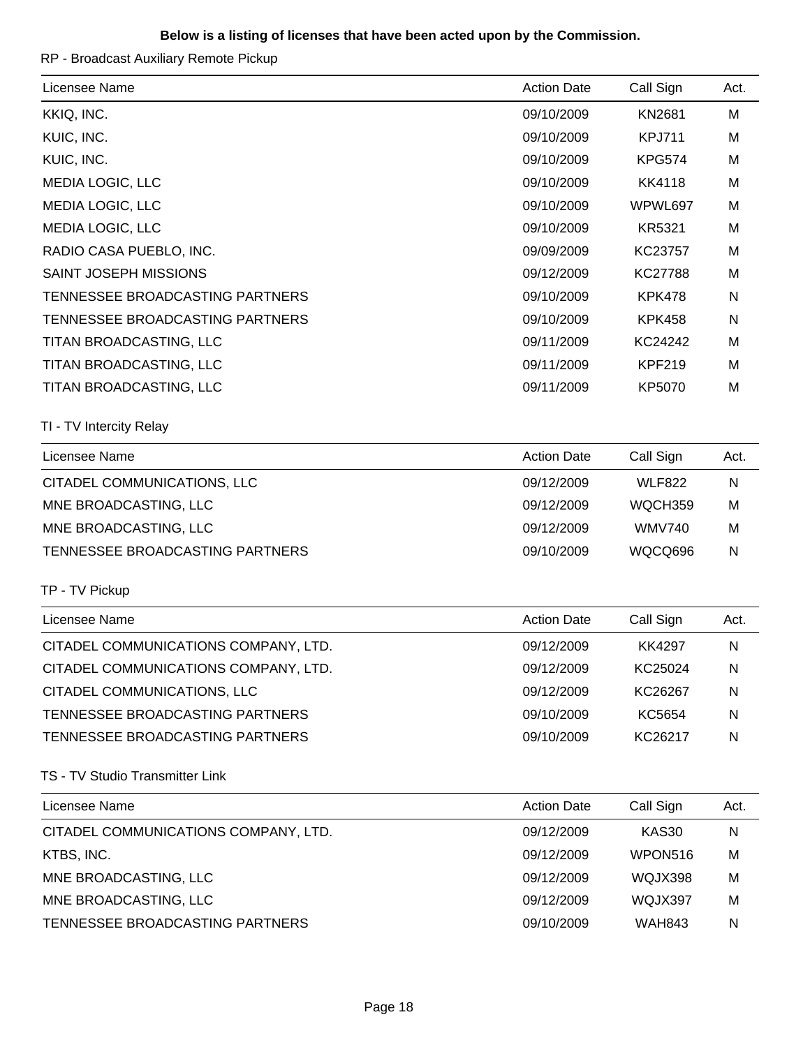**Below is a listing of licenses that have been acted upon by the Commission.**

RP - Broadcast Auxiliary Remote Pickup

| Licensee Name | Action Date | Call Sign | Act. |
|---|---|---|---|
| KKIQ, INC. | 09/10/2009 | KN2681 | M |
| KUIC, INC. | 09/10/2009 | KPJ711 | M |
| KUIC, INC. | 09/10/2009 | KPG574 | M |
| MEDIA LOGIC, LLC | 09/10/2009 | KK4118 | M |
| MEDIA LOGIC, LLC | 09/10/2009 | WPWL697 | M |
| MEDIA LOGIC, LLC | 09/10/2009 | KR5321 | M |
| RADIO CASA PUEBLO, INC. | 09/09/2009 | KC23757 | M |
| SAINT JOSEPH MISSIONS | 09/12/2009 | KC27788 | M |
| TENNESSEE BROADCASTING PARTNERS | 09/10/2009 | KPK478 | N |
| TENNESSEE BROADCASTING PARTNERS | 09/10/2009 | KPK458 | N |
| TITAN BROADCASTING, LLC | 09/11/2009 | KC24242 | M |
| TITAN BROADCASTING, LLC | 09/11/2009 | KPF219 | M |
| TITAN BROADCASTING, LLC | 09/11/2009 | KP5070 | M |

TI - TV Intercity Relay

| Licensee Name | Action Date | Call Sign | Act. |
|---|---|---|---|
| CITADEL COMMUNICATIONS, LLC | 09/12/2009 | WLF822 | N |
| MNE BROADCASTING, LLC | 09/12/2009 | WQCH359 | M |
| MNE BROADCASTING, LLC | 09/12/2009 | WMV740 | M |
| TENNESSEE BROADCASTING PARTNERS | 09/10/2009 | WQCQ696 | N |

TP - TV Pickup

| Licensee Name | Action Date | Call Sign | Act. |
|---|---|---|---|
| CITADEL COMMUNICATIONS COMPANY, LTD. | 09/12/2009 | KK4297 | N |
| CITADEL COMMUNICATIONS COMPANY, LTD. | 09/12/2009 | KC25024 | N |
| CITADEL COMMUNICATIONS, LLC | 09/12/2009 | KC26267 | N |
| TENNESSEE BROADCASTING PARTNERS | 09/10/2009 | KC5654 | N |
| TENNESSEE BROADCASTING PARTNERS | 09/10/2009 | KC26217 | N |

TS - TV Studio Transmitter Link

| Licensee Name | Action Date | Call Sign | Act. |
|---|---|---|---|
| CITADEL COMMUNICATIONS COMPANY, LTD. | 09/12/2009 | KAS30 | N |
| KTBS, INC. | 09/12/2009 | WPON516 | M |
| MNE BROADCASTING, LLC | 09/12/2009 | WQJX398 | M |
| MNE BROADCASTING, LLC | 09/12/2009 | WQJX397 | M |
| TENNESSEE BROADCASTING PARTNERS | 09/10/2009 | WAH843 | N |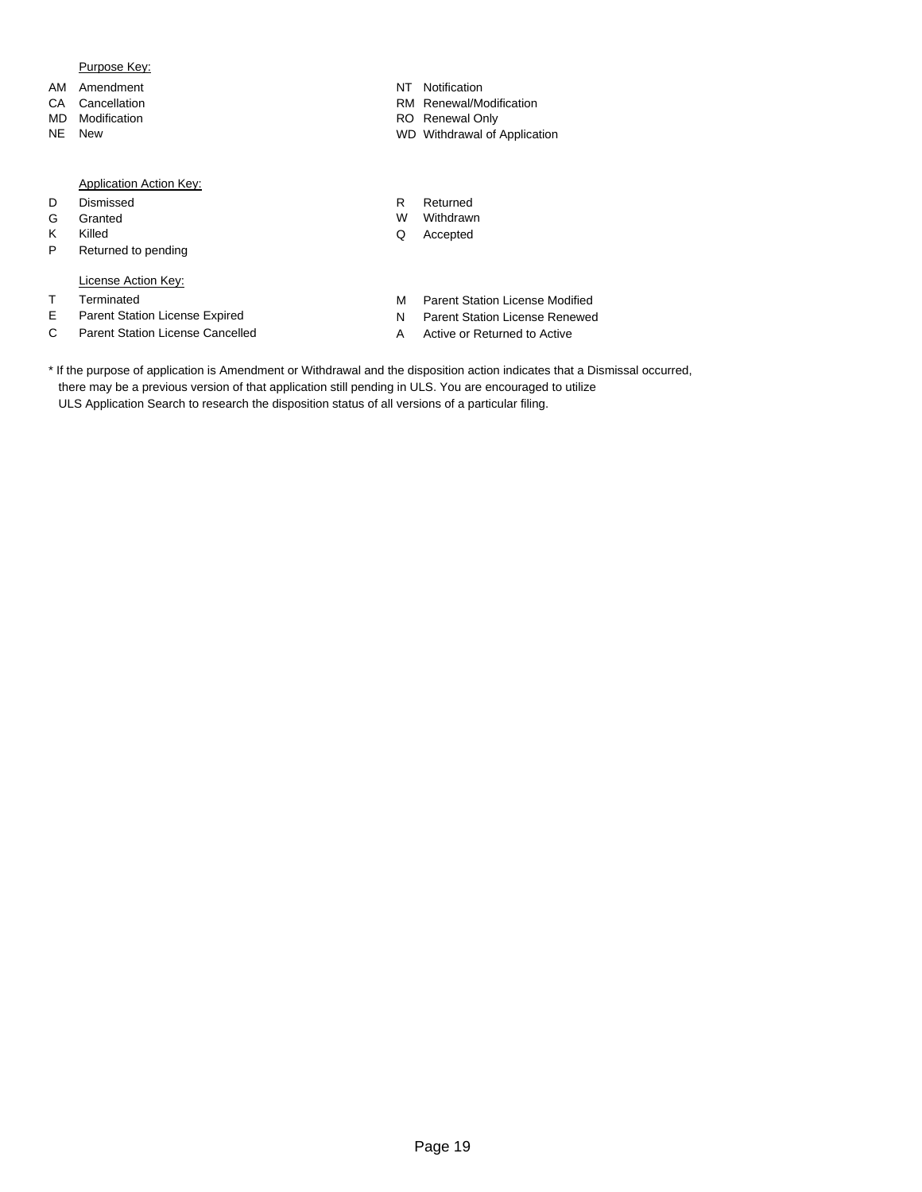Purpose Key:

AM Amendment
CA Cancellation
MD Modification
NE New
NT Notification
RM Renewal/Modification
RO Renewal Only
WD Withdrawal of Application

Application Action Key:

D Dismissed
G Granted
K Killed
P Returned to pending
R Returned
W Withdrawn
Q Accepted

License Action Key:

T Terminated
E Parent Station License Expired
C Parent Station License Cancelled
M Parent Station License Modified
N Parent Station License Renewed
A Active or Returned to Active

* If the purpose of application is Amendment or Withdrawal and the disposition action indicates that a Dismissal occurred, there may be a previous version of that application still pending in ULS. You are encouraged to utilize ULS Application Search to research the disposition status of all versions of a particular filing.